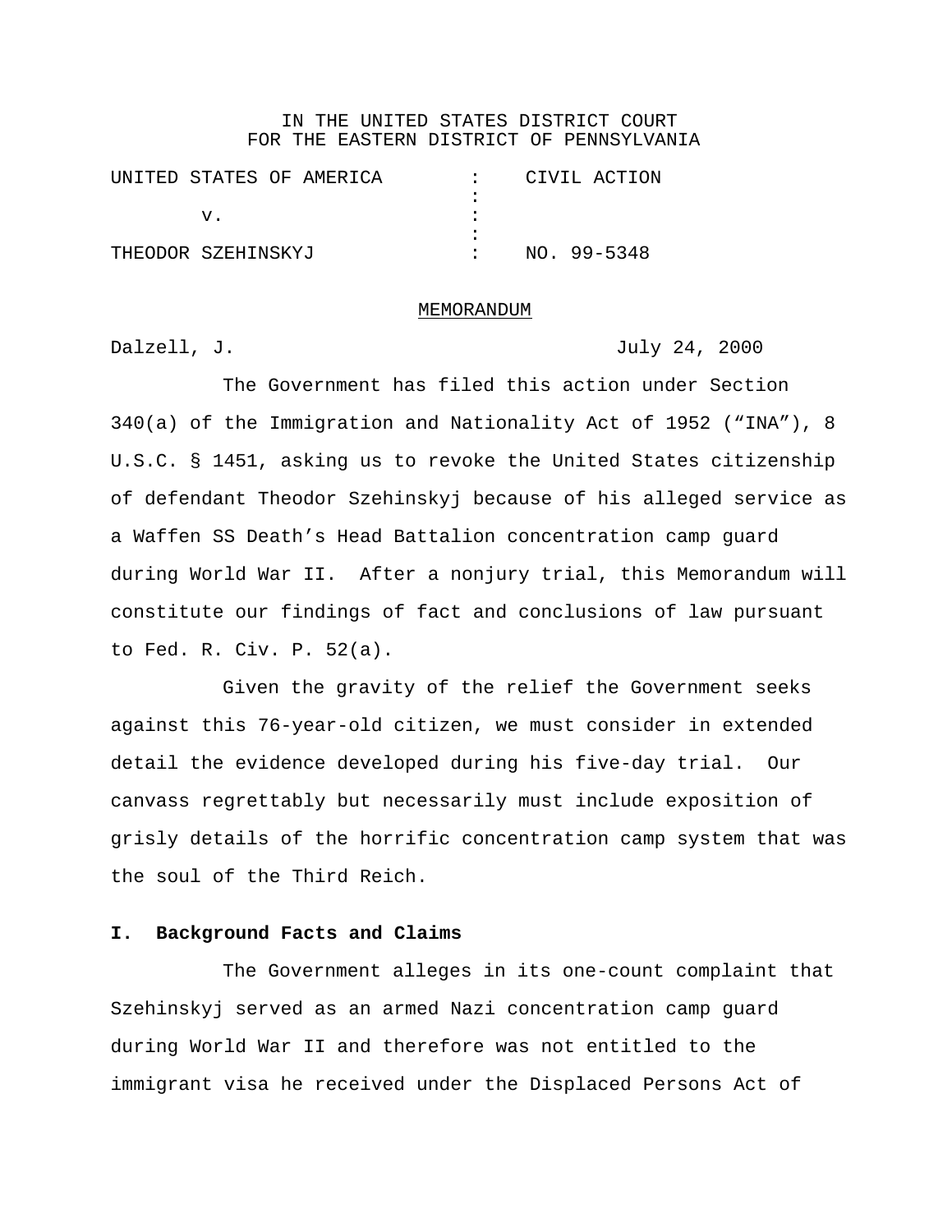IN THE UNITED STATES DISTRICT COURT
FOR THE EASTERN DISTRICT OF PENNSYLVANIA

| | | |
|---|---|---|
| UNITED STATES OF AMERICA | : | CIVIL ACTION |
| v. | : | |
| THEODOR SZEHINSKYJ | : | NO. 99-5348 |

MEMORANDUM

Dalzell, J. July 24, 2000

The Government has filed this action under Section 340(a) of the Immigration and Nationality Act of 1952 ("INA"), 8 U.S.C. § 1451, asking us to revoke the United States citizenship of defendant Theodor Szehinskyj because of his alleged service as a Waffen SS Death's Head Battalion concentration camp guard during World War II. After a nonjury trial, this Memorandum will constitute our findings of fact and conclusions of law pursuant to Fed. R. Civ. P. 52(a).

Given the gravity of the relief the Government seeks against this 76-year-old citizen, we must consider in extended detail the evidence developed during his five-day trial. Our canvass regrettably but necessarily must include exposition of grisly details of the horrific concentration camp system that was the soul of the Third Reich.

## I. Background Facts and Claims

The Government alleges in its one-count complaint that Szehinskyj served as an armed Nazi concentration camp guard during World War II and therefore was not entitled to the immigrant visa he received under the Displaced Persons Act of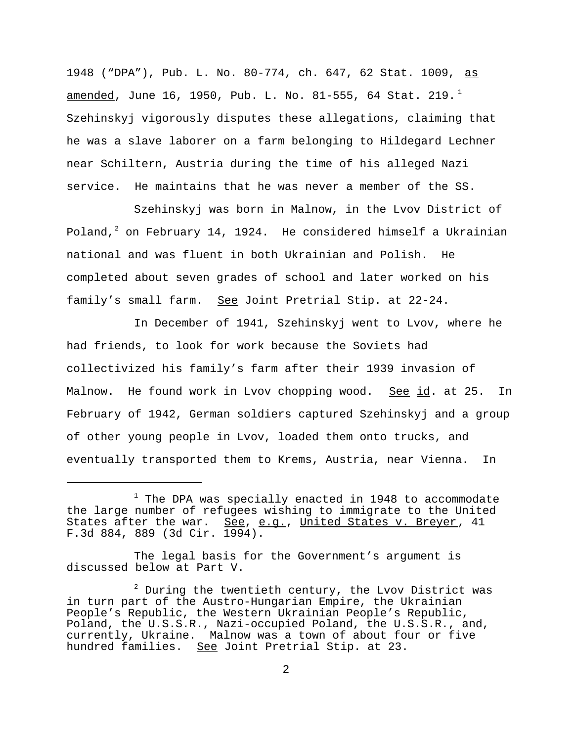1948 ("DPA"), Pub. L. No. 80-774, ch. 647, 62 Stat. 1009, as amended, June 16, 1950, Pub. L. No. 81-555, 64 Stat. 219.[1] Szehinskyj vigorously disputes these allegations, claiming that he was a slave laborer on a farm belonging to Hildegard Lechner near Schiltern, Austria during the time of his alleged Nazi service. He maintains that he was never a member of the SS.

Szehinskyj was born in Malnow, in the Lvov District of Poland,[2] on February 14, 1924. He considered himself a Ukrainian national and was fluent in both Ukrainian and Polish. He completed about seven grades of school and later worked on his family's small farm. See Joint Pretrial Stip. at 22-24.

In December of 1941, Szehinskyj went to Lvov, where he had friends, to look for work because the Soviets had collectivized his family's farm after their 1939 invasion of Malnow. He found work in Lvov chopping wood. See id. at 25. In February of 1942, German soldiers captured Szehinskyj and a group of other young people in Lvov, loaded them onto trucks, and eventually transported them to Krems, Austria, near Vienna. In

---

[1] The DPA was specially enacted in 1948 to accommodate the large number of refugees wishing to immigrate to the United States after the war. See, e.g., United States v. Breyer, 41 F.3d 884, 889 (3d Cir. 1994).

The legal basis for the Government's argument is discussed below at Part V.

[2] During the twentieth century, the Lvov District was in turn part of the Austro-Hungarian Empire, the Ukrainian People's Republic, the Western Ukrainian People's Republic, Poland, the U.S.S.R., Nazi-occupied Poland, the U.S.S.R., and, currently, Ukraine. Malnow was a town of about four or five hundred families. See Joint Pretrial Stip. at 23.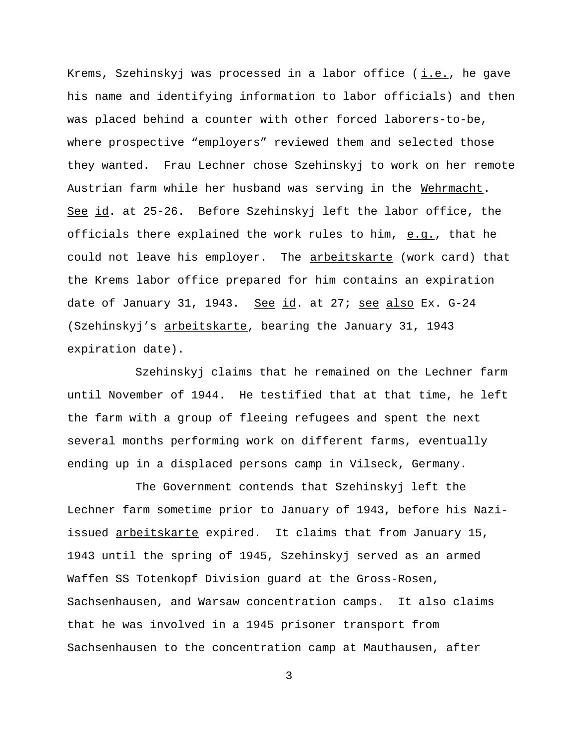Krems, Szehinskyj was processed in a labor office (*i.e.*, he gave his name and identifying information to labor officials) and then was placed behind a counter with other forced laborers-to-be, where prospective "employers" reviewed them and selected those they wanted. Frau Lechner chose Szehinskyj to work on her remote Austrian farm while her husband was serving in the *Wehrmacht*. *See id*. at 25-26. Before Szehinskyj left the labor office, the officials there explained the work rules to him, *e.g.*, that he could not leave his employer. The *arbeitskarte* (work card) that the Krems labor office prepared for him contains an expiration date of January 31, 1943. *See id*. at 27; *see also* Ex. G-24 (Szehinskyj's *arbeitskarte*, bearing the January 31, 1943 expiration date).

Szehinskyj claims that he remained on the Lechner farm until November of 1944. He testified that at that time, he left the farm with a group of fleeing refugees and spent the next several months performing work on different farms, eventually ending up in a displaced persons camp in Vilseck, Germany.

The Government contends that Szehinskyj left the Lechner farm sometime prior to January of 1943, before his Nazi-issued *arbeitskarte* expired. It claims that from January 15, 1943 until the spring of 1945, Szehinskyj served as an armed Waffen SS Totenkopf Division guard at the Gross-Rosen, Sachsenhausen, and Warsaw concentration camps. It also claims that he was involved in a 1945 prisoner transport from Sachsenhausen to the concentration camp at Mauthausen, after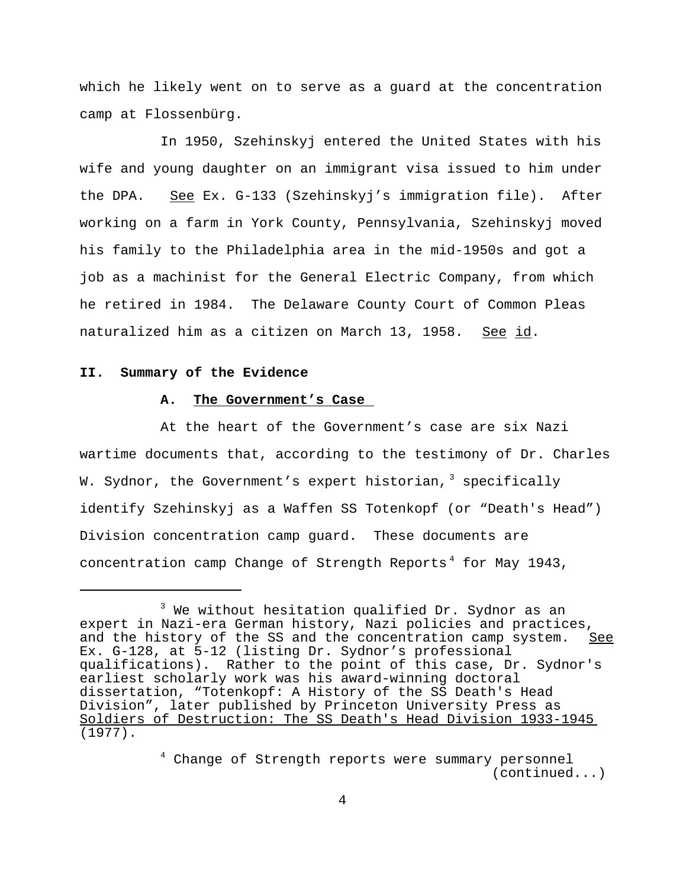which he likely went on to serve as a guard at the concentration camp at Flossenbürg.

In 1950, Szehinskyj entered the United States with his wife and young daughter on an immigrant visa issued to him under the DPA. See Ex. G-133 (Szehinskyj's immigration file). After working on a farm in York County, Pennsylvania, Szehinskyj moved his family to the Philadelphia area in the mid-1950s and got a job as a machinist for the General Electric Company, from which he retired in 1984. The Delaware County Court of Common Pleas naturalized him as a citizen on March 13, 1958. See id.

## II. Summary of the Evidence

### A. The Government's Case

At the heart of the Government's case are six Nazi wartime documents that, according to the testimony of Dr. Charles W. Sydnor, the Government's expert historian,[3] specifically identify Szehinskyj as a Waffen SS Totenkopf (or "Death's Head") Division concentration camp guard. These documents are concentration camp Change of Strength Reports[4] for May 1943,

---

[3] We without hesitation qualified Dr. Sydnor as an expert in Nazi-era German history, Nazi policies and practices, and the history of the SS and the concentration camp system. See Ex. G-128, at 5-12 (listing Dr. Sydnor's professional qualifications). Rather to the point of this case, Dr. Sydnor's earliest scholarly work was his award-winning doctoral dissertation, "Totenkopf: A History of the SS Death's Head Division", later published by Princeton University Press as Soldiers of Destruction: The SS Death's Head Division 1933-1945 (1977).

[4] Change of Strength reports were summary personnel (continued...)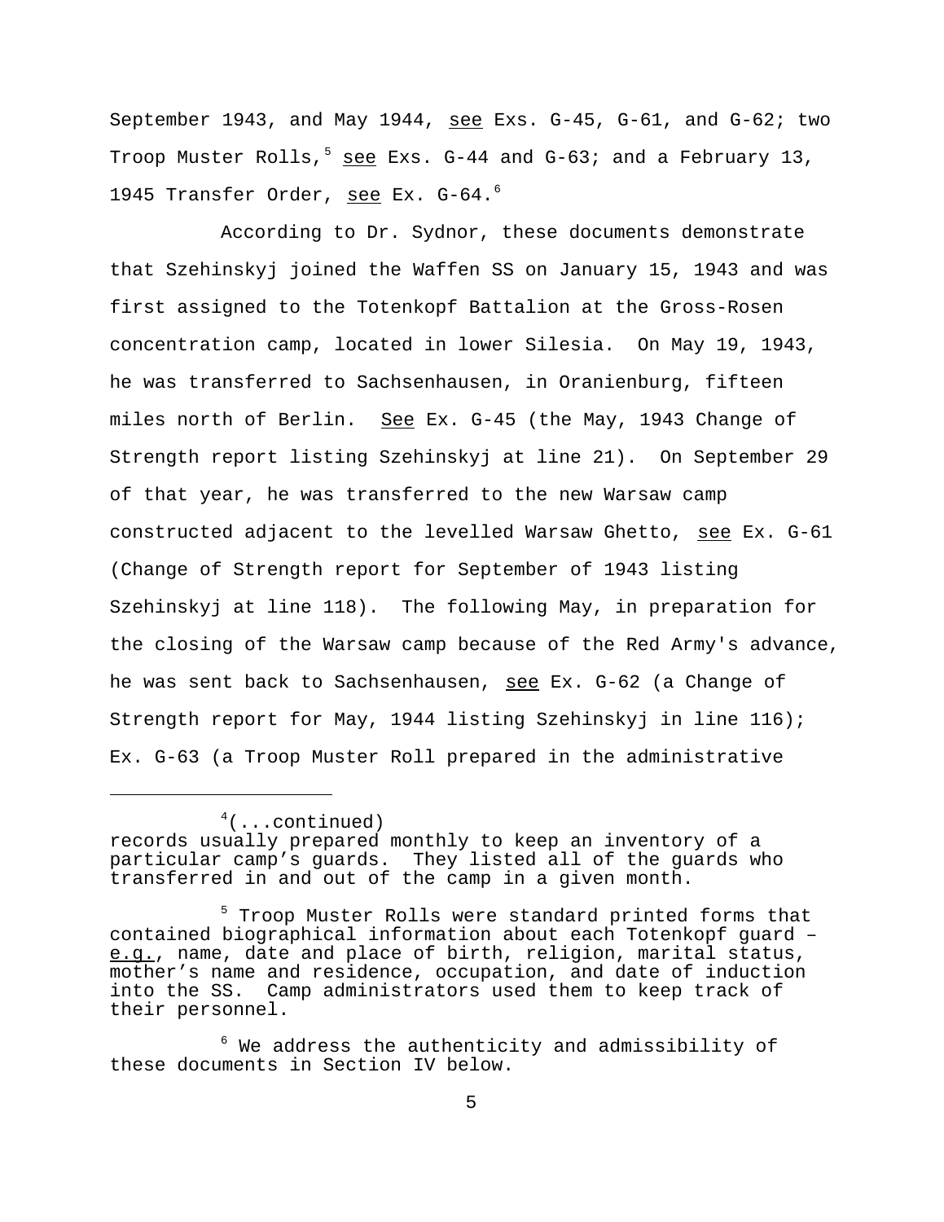September 1943, and May 1944, see Exs. G-45, G-61, and G-62; two Troop Muster Rolls,[5] see Exs. G-44 and G-63; and a February 13, 1945 Transfer Order, see Ex. G-64.[6]

According to Dr. Sydnor, these documents demonstrate that Szehinskyj joined the Waffen SS on January 15, 1943 and was first assigned to the Totenkopf Battalion at the Gross-Rosen concentration camp, located in lower Silesia. On May 19, 1943, he was transferred to Sachsenhausen, in Oranienburg, fifteen miles north of Berlin. See Ex. G-45 (the May, 1943 Change of Strength report listing Szehinskyj at line 21). On September 29 of that year, he was transferred to the new Warsaw camp constructed adjacent to the levelled Warsaw Ghetto, see Ex. G-61 (Change of Strength report for September of 1943 listing Szehinskyj at line 118). The following May, in preparation for the closing of the Warsaw camp because of the Red Army's advance, he was sent back to Sachsenhausen, see Ex. G-62 (a Change of Strength report for May, 1944 listing Szehinskyj in line 116); Ex. G-63 (a Troop Muster Roll prepared in the administrative

---

[4](...continued) records usually prepared monthly to keep an inventory of a particular camp's guards. They listed all of the guards who transferred in and out of the camp in a given month.

[5] Troop Muster Rolls were standard printed forms that contained biographical information about each Totenkopf guard – e.g., name, date and place of birth, religion, marital status, mother's name and residence, occupation, and date of induction into the SS. Camp administrators used them to keep track of their personnel.

[6] We address the authenticity and admissibility of these documents in Section IV below.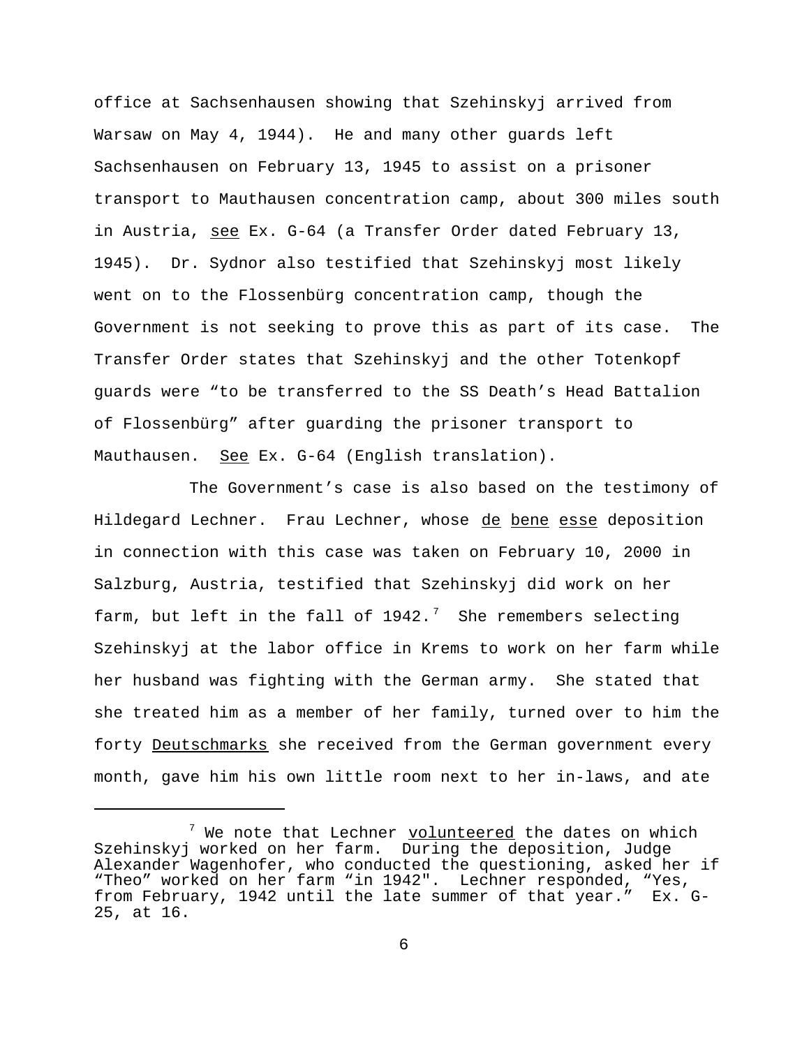office at Sachsenhausen showing that Szehinskyj arrived from Warsaw on May 4, 1944). He and many other guards left Sachsenhausen on February 13, 1945 to assist on a prisoner transport to Mauthausen concentration camp, about 300 miles south in Austria, see Ex. G-64 (a Transfer Order dated February 13, 1945). Dr. Sydnor also testified that Szehinskyj most likely went on to the Flossenbürg concentration camp, though the Government is not seeking to prove this as part of its case. The Transfer Order states that Szehinskyj and the other Totenkopf guards were "to be transferred to the SS Death's Head Battalion of Flossenbürg" after guarding the prisoner transport to Mauthausen. See Ex. G-64 (English translation).

The Government's case is also based on the testimony of Hildegard Lechner. Frau Lechner, whose de bene esse deposition in connection with this case was taken on February 10, 2000 in Salzburg, Austria, testified that Szehinskyj did work on her farm, but left in the fall of 1942.[7] She remembers selecting Szehinskyj at the labor office in Krems to work on her farm while her husband was fighting with the German army. She stated that she treated him as a member of her family, turned over to him the forty Deutschmarks she received from the German government every month, gave him his own little room next to her in-laws, and ate

---

[7] We note that Lechner volunteered the dates on which Szehinskyj worked on her farm. During the deposition, Judge Alexander Wagenhofer, who conducted the questioning, asked her if "Theo" worked on her farm "in 1942". Lechner responded, "Yes, from February, 1942 until the late summer of that year." Ex. G-25, at 16.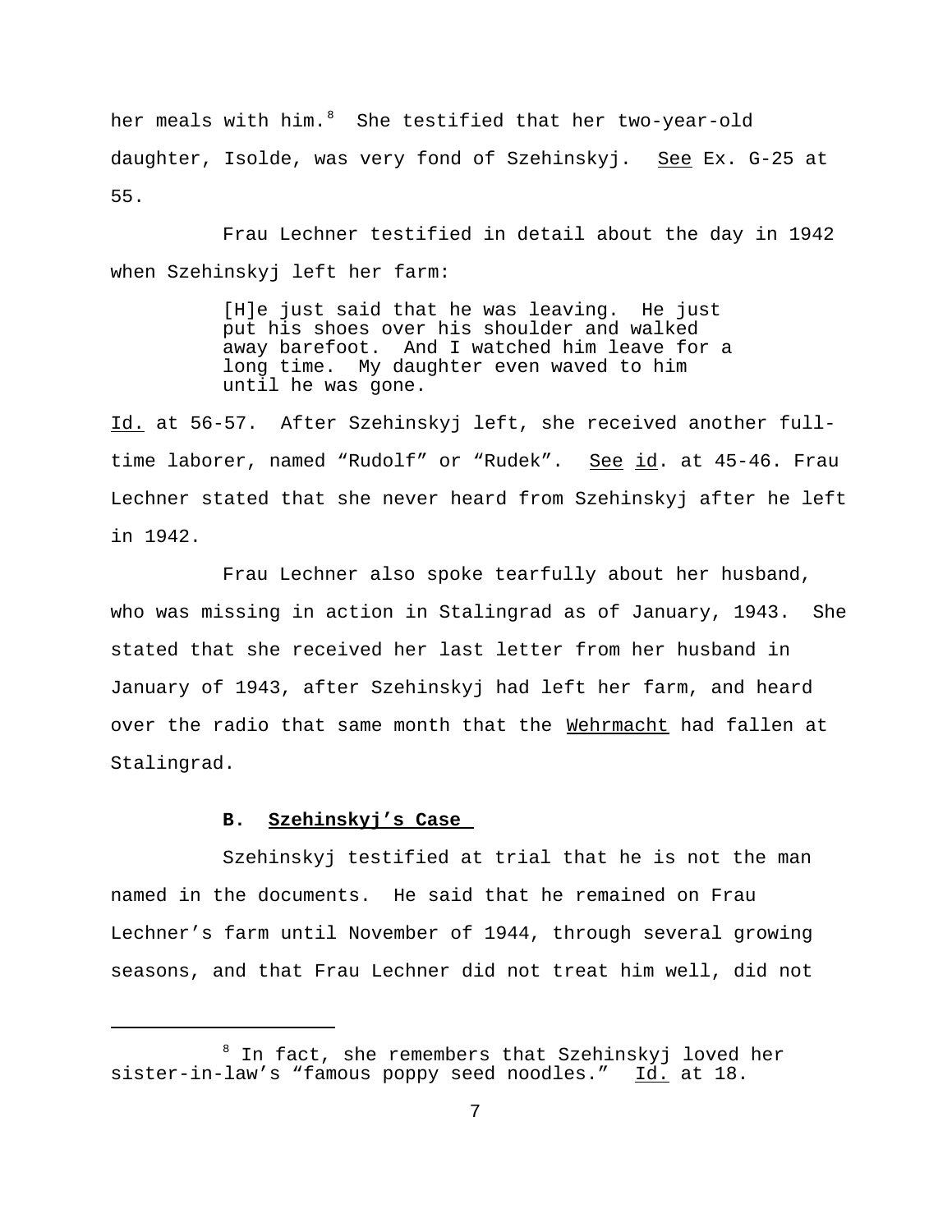her meals with him.[8] She testified that her two-year-old daughter, Isolde, was very fond of Szehinskyj. See Ex. G-25 at 55.

Frau Lechner testified in detail about the day in 1942 when Szehinskyj left her farm:

> [H]e just said that he was leaving. He just put his shoes over his shoulder and walked away barefoot. And I watched him leave for a long time. My daughter even waved to him until he was gone.

Id. at 56-57. After Szehinskyj left, she received another full-time laborer, named "Rudolf" or "Rudek". See id. at 45-46. Frau Lechner stated that she never heard from Szehinskyj after he left in 1942.

Frau Lechner also spoke tearfully about her husband, who was missing in action in Stalingrad as of January, 1943. She stated that she received her last letter from her husband in January of 1943, after Szehinskyj had left her farm, and heard over the radio that same month that the Wehrmacht had fallen at Stalingrad.

### B. Szehinskyj's Case

Szehinskyj testified at trial that he is not the man named in the documents. He said that he remained on Frau Lechner's farm until November of 1944, through several growing seasons, and that Frau Lechner did not treat him well, did not

---

[8] In fact, she remembers that Szehinskyj loved her sister-in-law's "famous poppy seed noodles." Id. at 18.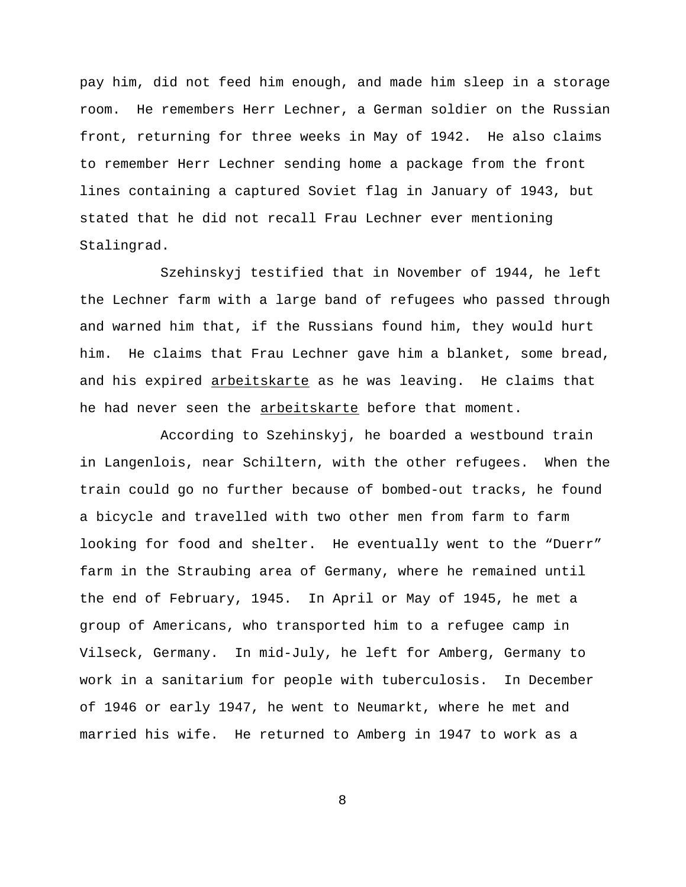pay him, did not feed him enough, and made him sleep in a storage room. He remembers Herr Lechner, a German soldier on the Russian front, returning for three weeks in May of 1942. He also claims to remember Herr Lechner sending home a package from the front lines containing a captured Soviet flag in January of 1943, but stated that he did not recall Frau Lechner ever mentioning Stalingrad.

Szehinskyj testified that in November of 1944, he left the Lechner farm with a large band of refugees who passed through and warned him that, if the Russians found him, they would hurt him. He claims that Frau Lechner gave him a blanket, some bread, and his expired _arbeitskarte_ as he was leaving. He claims that he had never seen the _arbeitskarte_ before that moment.

According to Szehinskyj, he boarded a westbound train in Langenlois, near Schiltern, with the other refugees. When the train could go no further because of bombed-out tracks, he found a bicycle and travelled with two other men from farm to farm looking for food and shelter. He eventually went to the "Duerr" farm in the Straubing area of Germany, where he remained until the end of February, 1945. In April or May of 1945, he met a group of Americans, who transported him to a refugee camp in Vilseck, Germany. In mid-July, he left for Amberg, Germany to work in a sanitarium for people with tuberculosis. In December of 1946 or early 1947, he went to Neumarkt, where he met and married his wife. He returned to Amberg in 1947 to work as a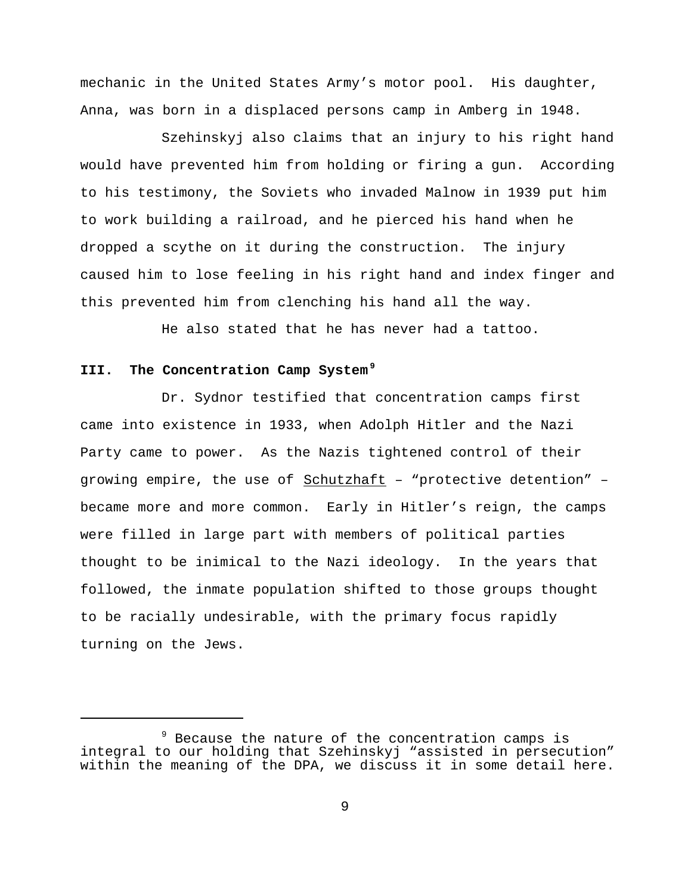mechanic in the United States Army's motor pool. His daughter, Anna, was born in a displaced persons camp in Amberg in 1948.

Szehinskyj also claims that an injury to his right hand would have prevented him from holding or firing a gun. According to his testimony, the Soviets who invaded Malnow in 1939 put him to work building a railroad, and he pierced his hand when he dropped a scythe on it during the construction. The injury caused him to lose feeling in his right hand and index finger and this prevented him from clenching his hand all the way.

He also stated that he has never had a tattoo.

### III. The Concentration Camp System[9]

Dr. Sydnor testified that concentration camps first came into existence in 1933, when Adolph Hitler and the Nazi Party came to power. As the Nazis tightened control of their growing empire, the use of Schutzhaft – "protective detention" – became more and more common. Early in Hitler's reign, the camps were filled in large part with members of political parties thought to be inimical to the Nazi ideology. In the years that followed, the inmate population shifted to those groups thought to be racially undesirable, with the primary focus rapidly turning on the Jews.

---

[9] Because the nature of the concentration camps is integral to our holding that Szehinskyj "assisted in persecution" within the meaning of the DPA, we discuss it in some detail here.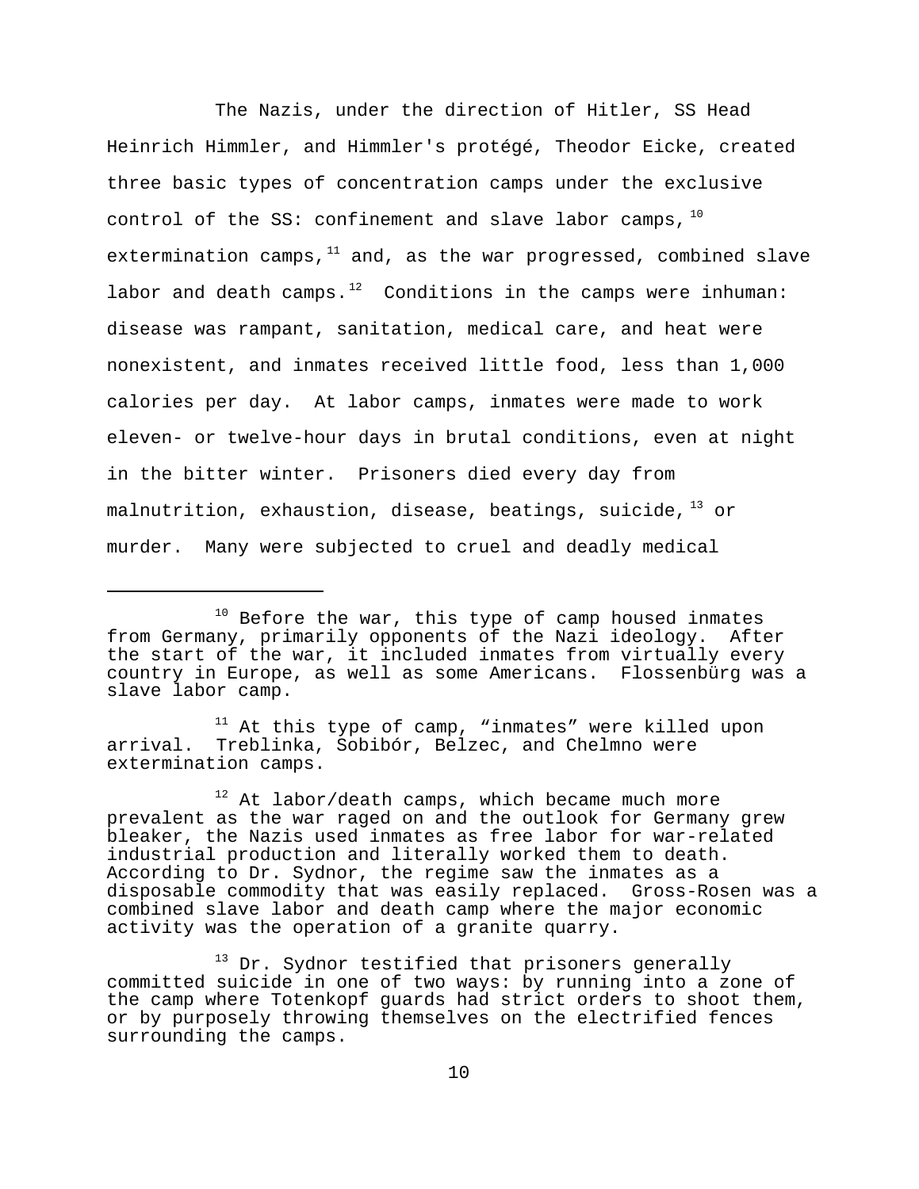The Nazis, under the direction of Hitler, SS Head Heinrich Himmler, and Himmler's protégé, Theodor Eicke, created three basic types of concentration camps under the exclusive control of the SS: confinement and slave labor camps,[10] extermination camps,[11] and, as the war progressed, combined slave labor and death camps.[12] Conditions in the camps were inhuman: disease was rampant, sanitation, medical care, and heat were nonexistent, and inmates received little food, less than 1,000 calories per day. At labor camps, inmates were made to work eleven- or twelve-hour days in brutal conditions, even at night in the bitter winter. Prisoners died every day from malnutrition, exhaustion, disease, beatings, suicide,[13] or murder. Many were subjected to cruel and deadly medical

---

[10] Before the war, this type of camp housed inmates from Germany, primarily opponents of the Nazi ideology. After the start of the war, it included inmates from virtually every country in Europe, as well as some Americans. Flossenbürg was a slave labor camp.

[11] At this type of camp, "inmates" were killed upon arrival. Treblinka, Sobibór, Belzec, and Chelmno were extermination camps.

[12] At labor/death camps, which became much more prevalent as the war raged on and the outlook for Germany grew bleaker, the Nazis used inmates as free labor for war-related industrial production and literally worked them to death. According to Dr. Sydnor, the regime saw the inmates as a disposable commodity that was easily replaced. Gross-Rosen was a combined slave labor and death camp where the major economic activity was the operation of a granite quarry.

[13] Dr. Sydnor testified that prisoners generally committed suicide in one of two ways: by running into a zone of the camp where Totenkopf guards had strict orders to shoot them, or by purposely throwing themselves on the electrified fences surrounding the camps.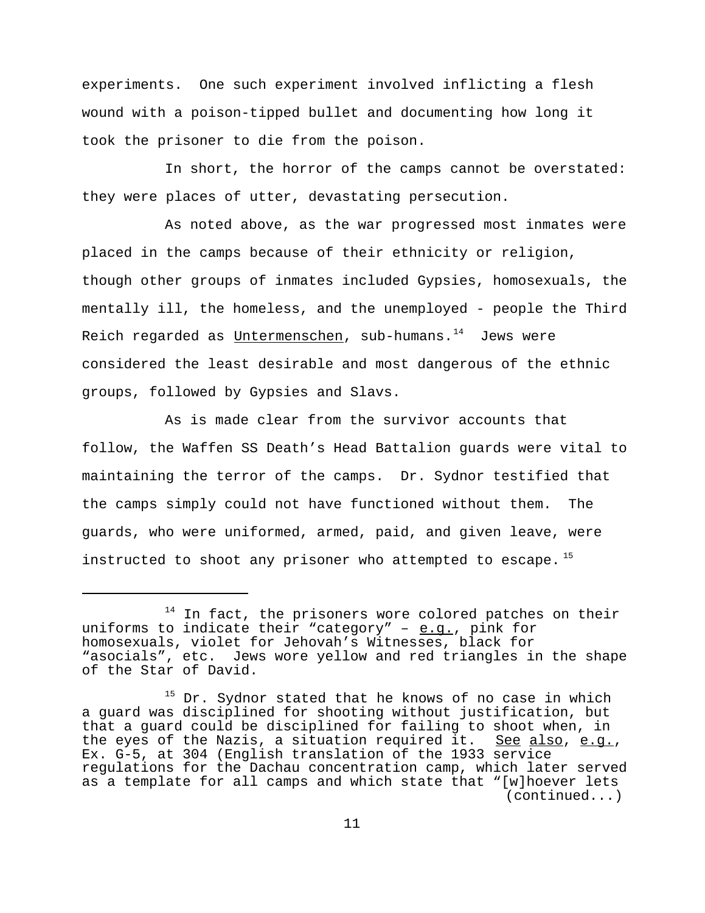experiments. One such experiment involved inflicting a flesh wound with a poison-tipped bullet and documenting how long it took the prisoner to die from the poison.

In short, the horror of the camps cannot be overstated: they were places of utter, devastating persecution.

As noted above, as the war progressed most inmates were placed in the camps because of their ethnicity or religion, though other groups of inmates included Gypsies, homosexuals, the mentally ill, the homeless, and the unemployed - people the Third Reich regarded as Untermenschen, sub-humans.[14] Jews were considered the least desirable and most dangerous of the ethnic groups, followed by Gypsies and Slavs.

As is made clear from the survivor accounts that follow, the Waffen SS Death's Head Battalion guards were vital to maintaining the terror of the camps. Dr. Sydnor testified that the camps simply could not have functioned without them. The guards, who were uniformed, armed, paid, and given leave, were instructed to shoot any prisoner who attempted to escape.[15]

---

[14] In fact, the prisoners wore colored patches on their uniforms to indicate their "category" – e.g., pink for homosexuals, violet for Jehovah's Witnesses, black for "asocials", etc. Jews wore yellow and red triangles in the shape of the Star of David.

[15] Dr. Sydnor stated that he knows of no case in which a guard was disciplined for shooting without justification, but that a guard could be disciplined for failing to shoot when, in the eyes of the Nazis, a situation required it. See also, e.g., Ex. G-5, at 304 (English translation of the 1933 service regulations for the Dachau concentration camp, which later served as a template for all camps and which state that "[w]hoever lets (continued...)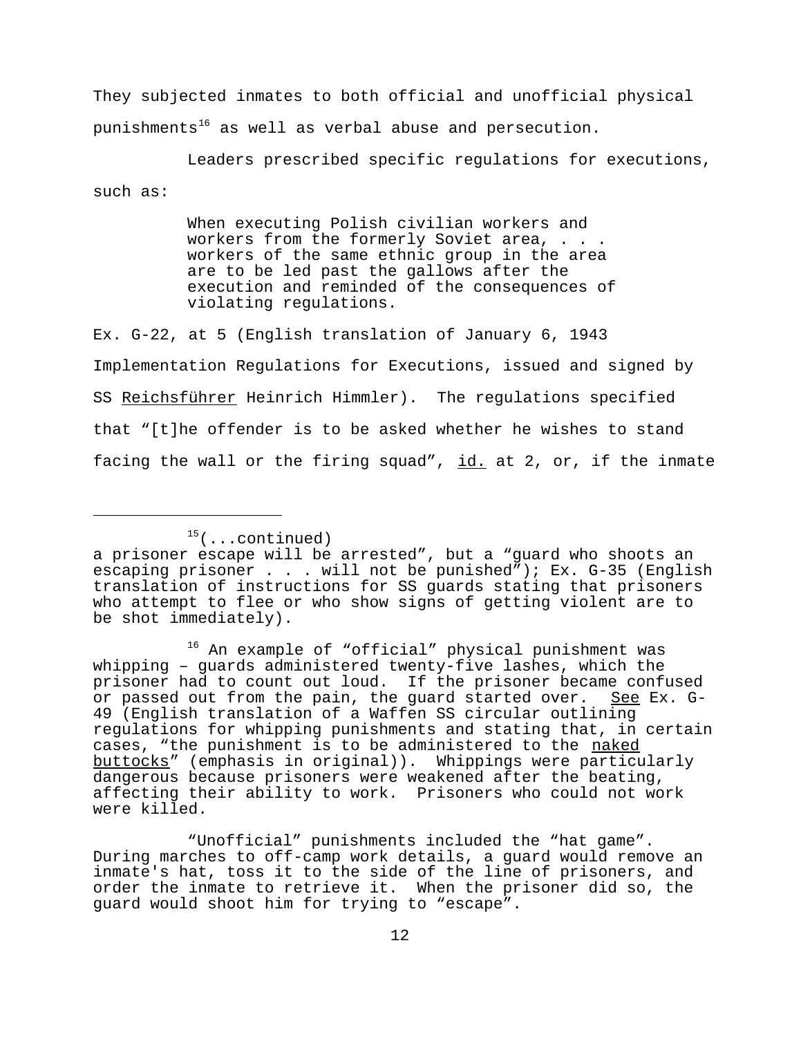They subjected inmates to both official and unofficial physical punishments[16] as well as verbal abuse and persecution.

Leaders prescribed specific regulations for executions, such as:

> When executing Polish civilian workers and workers from the formerly Soviet area, . . . workers of the same ethnic group in the area are to be led past the gallows after the execution and reminded of the consequences of violating regulations.

Ex. G-22, at 5 (English translation of January 6, 1943 Implementation Regulations for Executions, issued and signed by SS Reichsführer Heinrich Himmler). The regulations specified that "[t]he offender is to be asked whether he wishes to stand facing the wall or the firing squad", id. at 2, or, if the inmate

---

[15](...continued) a prisoner escape will be arrested", but a "guard who shoots an escaping prisoner . . . will not be punished"); Ex. G-35 (English translation of instructions for SS guards stating that prisoners who attempt to flee or who show signs of getting violent are to be shot immediately).

[16] An example of "official" physical punishment was whipping – guards administered twenty-five lashes, which the prisoner had to count out loud. If the prisoner became confused or passed out from the pain, the guard started over. See Ex. G-49 (English translation of a Waffen SS circular outlining regulations for whipping punishments and stating that, in certain cases, "the punishment is to be administered to the naked buttocks" (emphasis in original)). Whippings were particularly dangerous because prisoners were weakened after the beating, affecting their ability to work. Prisoners who could not work were killed.

"Unofficial" punishments included the "hat game". During marches to off-camp work details, a guard would remove an inmate's hat, toss it to the side of the line of prisoners, and order the inmate to retrieve it. When the prisoner did so, the guard would shoot him for trying to "escape".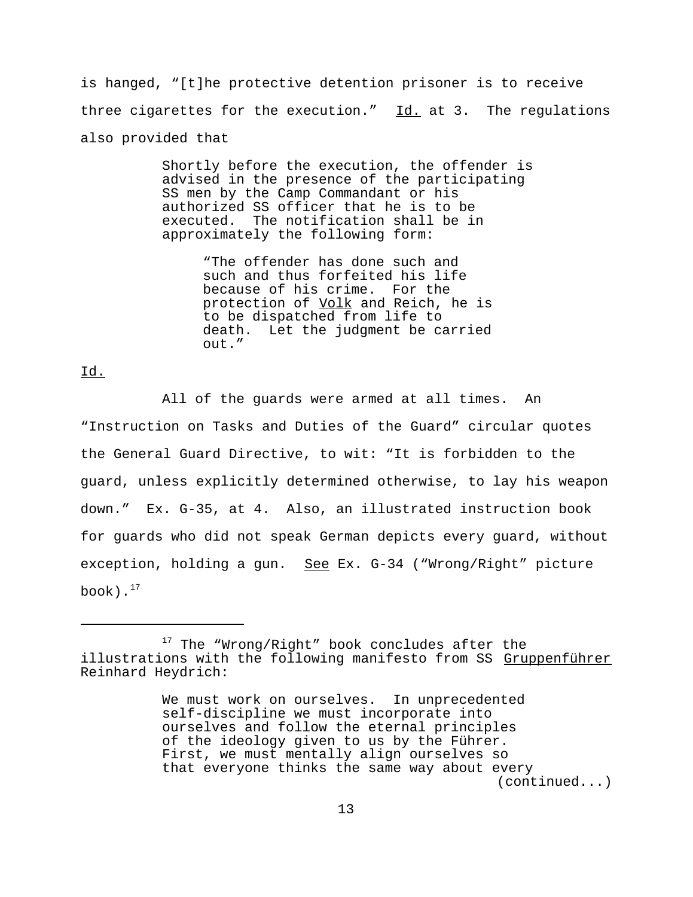is hanged, "[t]he protective detention prisoner is to receive three cigarettes for the execution." Id. at 3. The regulations also provided that

> Shortly before the execution, the offender is advised in the presence of the participating SS men by the Camp Commandant or his authorized SS officer that he is to be executed. The notification shall be in approximately the following form:
>
> > "The offender has done such and such and thus forfeited his life because of his crime. For the protection of Volk and Reich, he is to be dispatched from life to death. Let the judgment be carried out."

Id.

All of the guards were armed at all times. An "Instruction on Tasks and Duties of the Guard" circular quotes the General Guard Directive, to wit: "It is forbidden to the guard, unless explicitly determined otherwise, to lay his weapon down." Ex. G-35, at 4. Also, an illustrated instruction book for guards who did not speak German depicts every guard, without exception, holding a gun. See Ex. G-34 ("Wrong/Right" picture book).[17]

---

[17] The "Wrong/Right" book concludes after the illustrations with the following manifesto from SS Gruppenführer Reinhard Heydrich:

> We must work on ourselves. In unprecedented self-discipline we must incorporate into ourselves and follow the eternal principles of the ideology given to us by the Führer. First, we must mentally align ourselves so that everyone thinks the same way about every

(continued...)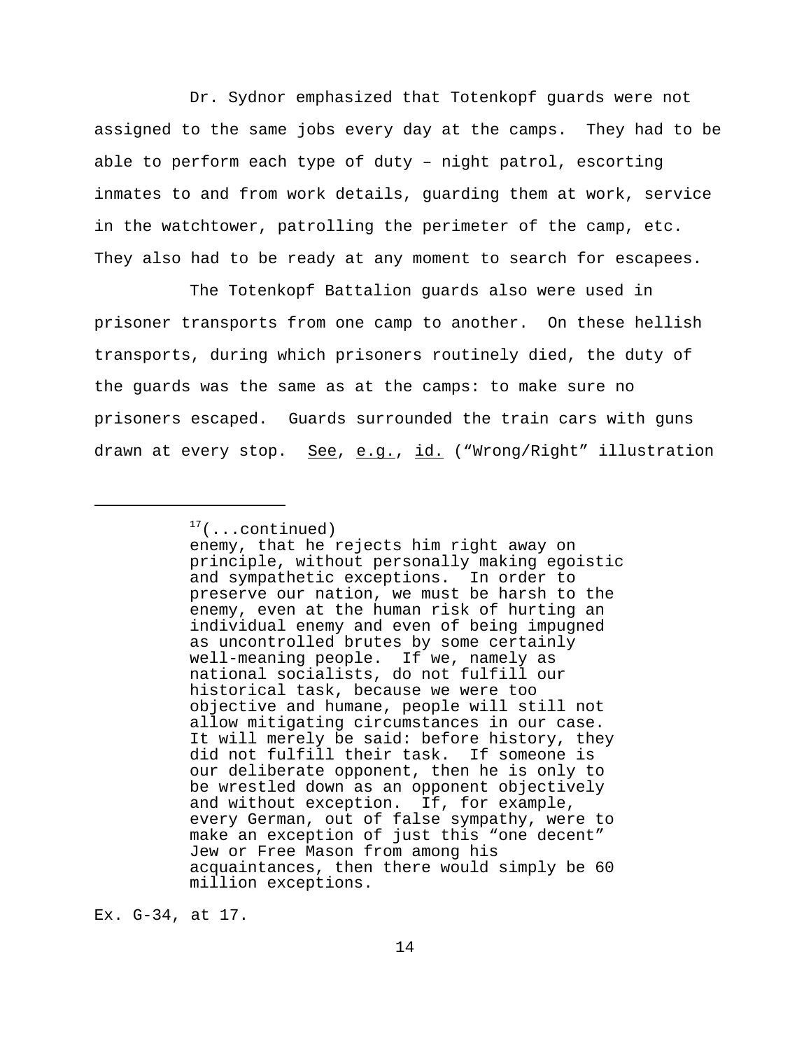Dr. Sydnor emphasized that Totenkopf guards were not assigned to the same jobs every day at the camps. They had to be able to perform each type of duty – night patrol, escorting inmates to and from work details, guarding them at work, service in the watchtower, patrolling the perimeter of the camp, etc. They also had to be ready at any moment to search for escapees.

The Totenkopf Battalion guards also were used in prisoner transports from one camp to another. On these hellish transports, during which prisoners routinely died, the duty of the guards was the same as at the camps: to make sure no prisoners escaped. Guards surrounded the train cars with guns drawn at every stop. See, e.g., id. ("Wrong/Right" illustration

---

[17](...continued)
enemy, that he rejects him right away on principle, without personally making egoistic and sympathetic exceptions. In order to preserve our nation, we must be harsh to the enemy, even at the human risk of hurting an individual enemy and even of being impugned as uncontrolled brutes by some certainly well-meaning people. If we, namely as national socialists, do not fulfill our historical task, because we were too objective and humane, people will still not allow mitigating circumstances in our case. It will merely be said: before history, they did not fulfill their task. If someone is our deliberate opponent, then he is only to be wrestled down as an opponent objectively and without exception. If, for example, every German, out of false sympathy, were to make an exception of just this "one decent" Jew or Free Mason from among his acquaintances, then there would simply be 60 million exceptions.

Ex. G-34, at 17.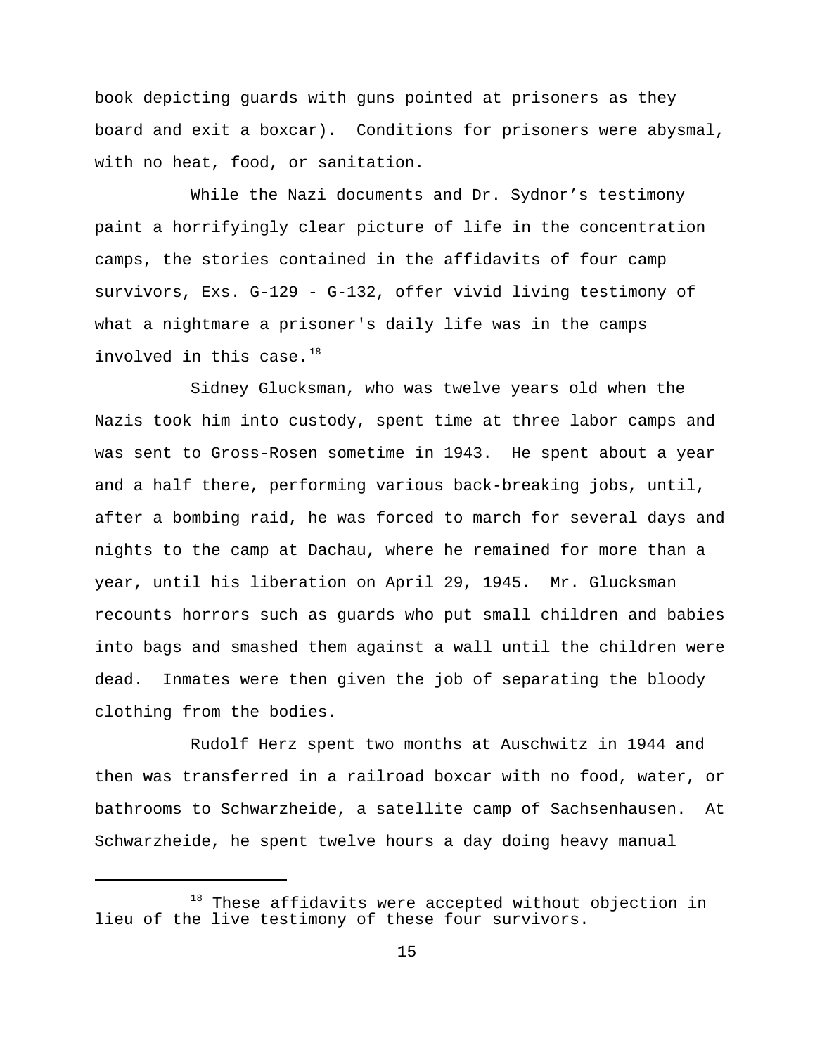book depicting guards with guns pointed at prisoners as they board and exit a boxcar). Conditions for prisoners were abysmal, with no heat, food, or sanitation.

While the Nazi documents and Dr. Sydnor's testimony paint a horrifyingly clear picture of life in the concentration camps, the stories contained in the affidavits of four camp survivors, Exs. G-129 - G-132, offer vivid living testimony of what a nightmare a prisoner's daily life was in the camps involved in this case.[18]

Sidney Glucksman, who was twelve years old when the Nazis took him into custody, spent time at three labor camps and was sent to Gross-Rosen sometime in 1943. He spent about a year and a half there, performing various back-breaking jobs, until, after a bombing raid, he was forced to march for several days and nights to the camp at Dachau, where he remained for more than a year, until his liberation on April 29, 1945. Mr. Glucksman recounts horrors such as guards who put small children and babies into bags and smashed them against a wall until the children were dead. Inmates were then given the job of separating the bloody clothing from the bodies.

Rudolf Herz spent two months at Auschwitz in 1944 and then was transferred in a railroad boxcar with no food, water, or bathrooms to Schwarzheide, a satellite camp of Sachsenhausen. At Schwarzheide, he spent twelve hours a day doing heavy manual

---

[18] These affidavits were accepted without objection in lieu of the live testimony of these four survivors.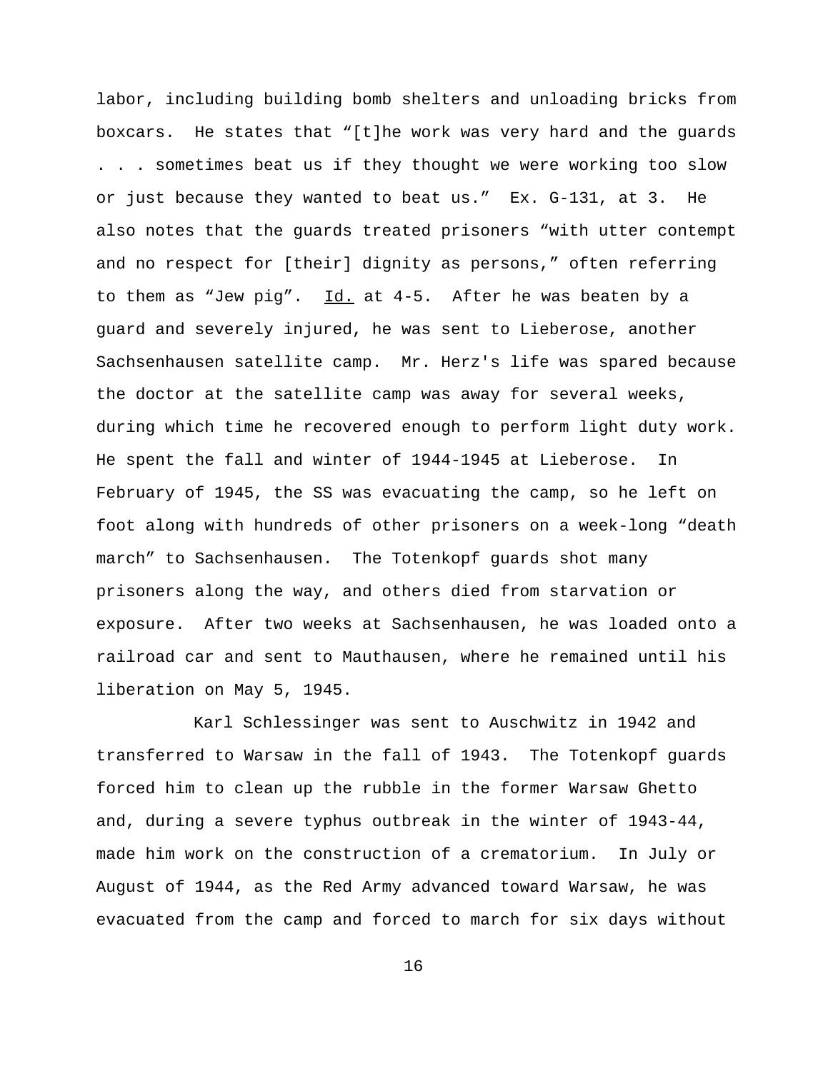labor, including building bomb shelters and unloading bricks from boxcars. He states that "[t]he work was very hard and the guards . . . sometimes beat us if they thought we were working too slow or just because they wanted to beat us." Ex. G-131, at 3. He also notes that the guards treated prisoners "with utter contempt and no respect for [their] dignity as persons," often referring to them as "Jew pig". Id. at 4-5. After he was beaten by a guard and severely injured, he was sent to Lieberose, another Sachsenhausen satellite camp. Mr. Herz's life was spared because the doctor at the satellite camp was away for several weeks, during which time he recovered enough to perform light duty work. He spent the fall and winter of 1944-1945 at Lieberose. In February of 1945, the SS was evacuating the camp, so he left on foot along with hundreds of other prisoners on a week-long "death march" to Sachsenhausen. The Totenkopf guards shot many prisoners along the way, and others died from starvation or exposure. After two weeks at Sachsenhausen, he was loaded onto a railroad car and sent to Mauthausen, where he remained until his liberation on May 5, 1945.

Karl Schlessinger was sent to Auschwitz in 1942 and transferred to Warsaw in the fall of 1943. The Totenkopf guards forced him to clean up the rubble in the former Warsaw Ghetto and, during a severe typhus outbreak in the winter of 1943-44, made him work on the construction of a crematorium. In July or August of 1944, as the Red Army advanced toward Warsaw, he was evacuated from the camp and forced to march for six days without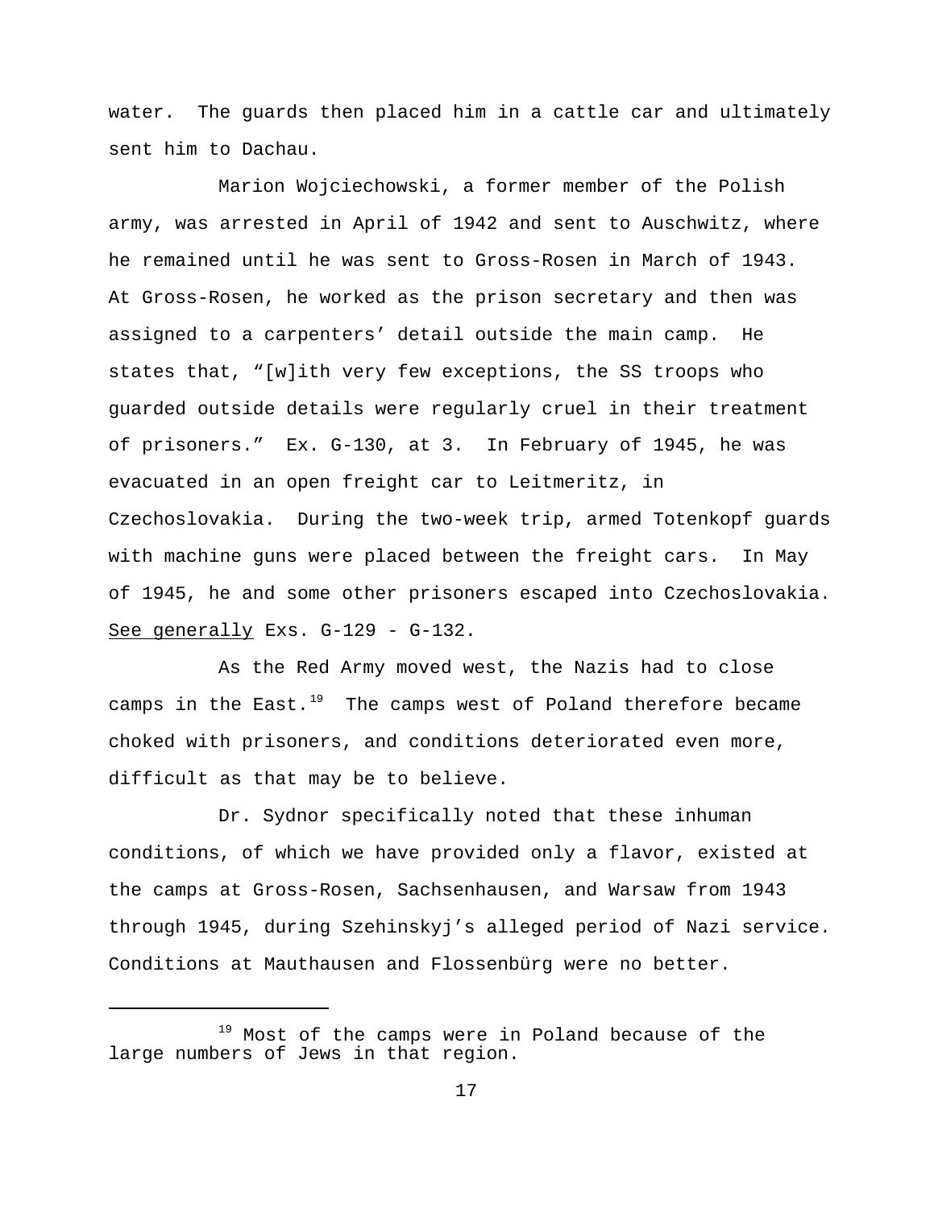water. The guards then placed him in a cattle car and ultimately sent him to Dachau.

Marion Wojciechowski, a former member of the Polish army, was arrested in April of 1942 and sent to Auschwitz, where he remained until he was sent to Gross-Rosen in March of 1943. At Gross-Rosen, he worked as the prison secretary and then was assigned to a carpenters' detail outside the main camp. He states that, "[w]ith very few exceptions, the SS troops who guarded outside details were regularly cruel in their treatment of prisoners." Ex. G-130, at 3. In February of 1945, he was evacuated in an open freight car to Leitmeritz, in Czechoslovakia. During the two-week trip, armed Totenkopf guards with machine guns were placed between the freight cars. In May of 1945, he and some other prisoners escaped into Czechoslovakia. See generally Exs. G-129 - G-132.

As the Red Army moved west, the Nazis had to close camps in the East.[19] The camps west of Poland therefore became choked with prisoners, and conditions deteriorated even more, difficult as that may be to believe.

Dr. Sydnor specifically noted that these inhuman conditions, of which we have provided only a flavor, existed at the camps at Gross-Rosen, Sachsenhausen, and Warsaw from 1943 through 1945, during Szehinskyj's alleged period of Nazi service. Conditions at Mauthausen and Flossenbürg were no better.

---

[19] Most of the camps were in Poland because of the large numbers of Jews in that region.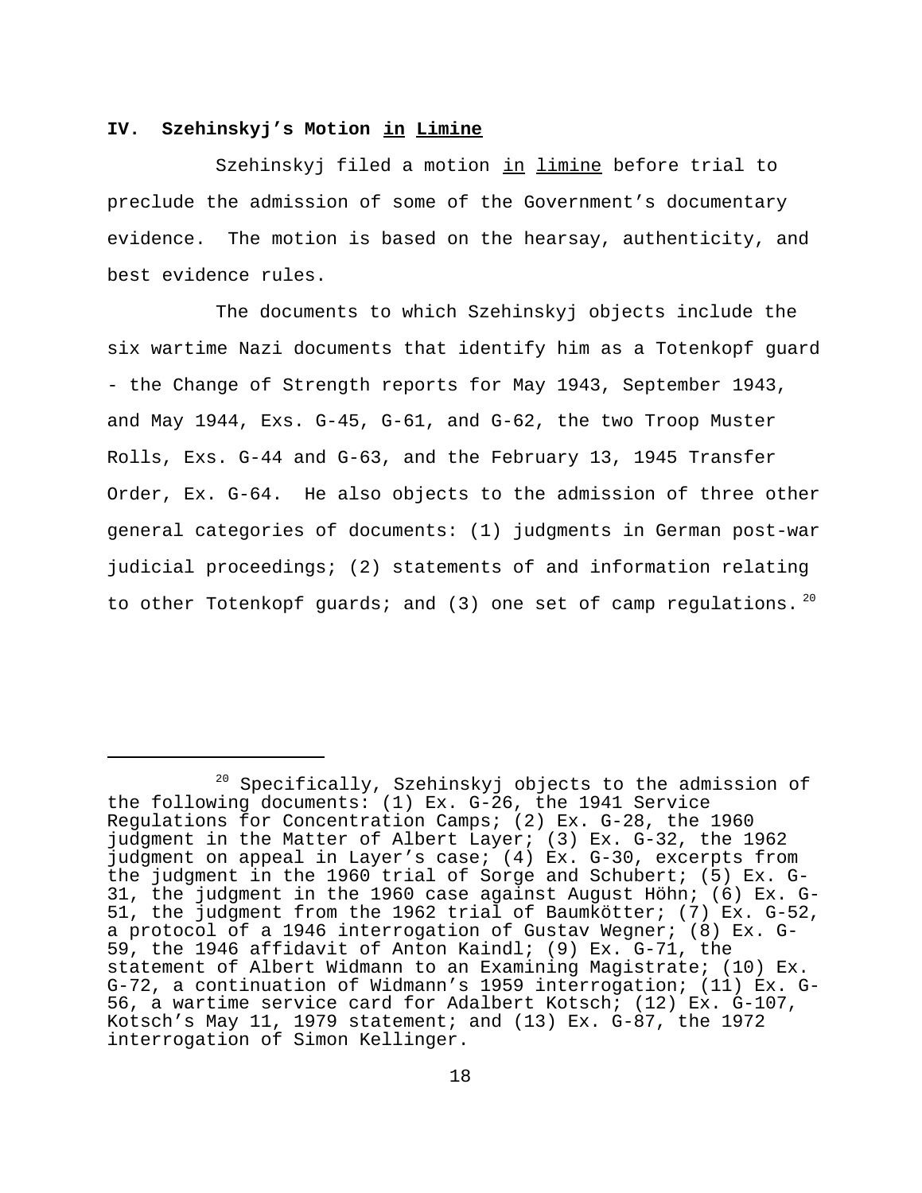## IV. Szehinskyj's Motion *in Limine*

Szehinskyj filed a motion *in limine* before trial to preclude the admission of some of the Government's documentary evidence. The motion is based on the hearsay, authenticity, and best evidence rules.

The documents to which Szehinskyj objects include the six wartime Nazi documents that identify him as a Totenkopf guard - the Change of Strength reports for May 1943, September 1943, and May 1944, Exs. G-45, G-61, and G-62, the two Troop Muster Rolls, Exs. G-44 and G-63, and the February 13, 1945 Transfer Order, Ex. G-64. He also objects to the admission of three other general categories of documents: (1) judgments in German post-war judicial proceedings; (2) statements of and information relating to other Totenkopf guards; and (3) one set of camp regulations.[20]

---

[20] Specifically, Szehinskyj objects to the admission of the following documents: (1) Ex. G-26, the 1941 Service Regulations for Concentration Camps; (2) Ex. G-28, the 1960 judgment in the Matter of Albert Layer; (3) Ex. G-32, the 1962 judgment on appeal in Layer's case; (4) Ex. G-30, excerpts from the judgment in the 1960 trial of Sorge and Schubert; (5) Ex. G-31, the judgment in the 1960 case against August Höhn; (6) Ex. G-51, the judgment from the 1962 trial of Baumkötter; (7) Ex. G-52, a protocol of a 1946 interrogation of Gustav Wegner; (8) Ex. G-59, the 1946 affidavit of Anton Kaindl; (9) Ex. G-71, the statement of Albert Widmann to an Examining Magistrate; (10) Ex. G-72, a continuation of Widmann's 1959 interrogation; (11) Ex. G-56, a wartime service card for Adalbert Kotsch; (12) Ex. G-107, Kotsch's May 11, 1979 statement; and (13) Ex. G-87, the 1972 interrogation of Simon Kellinger.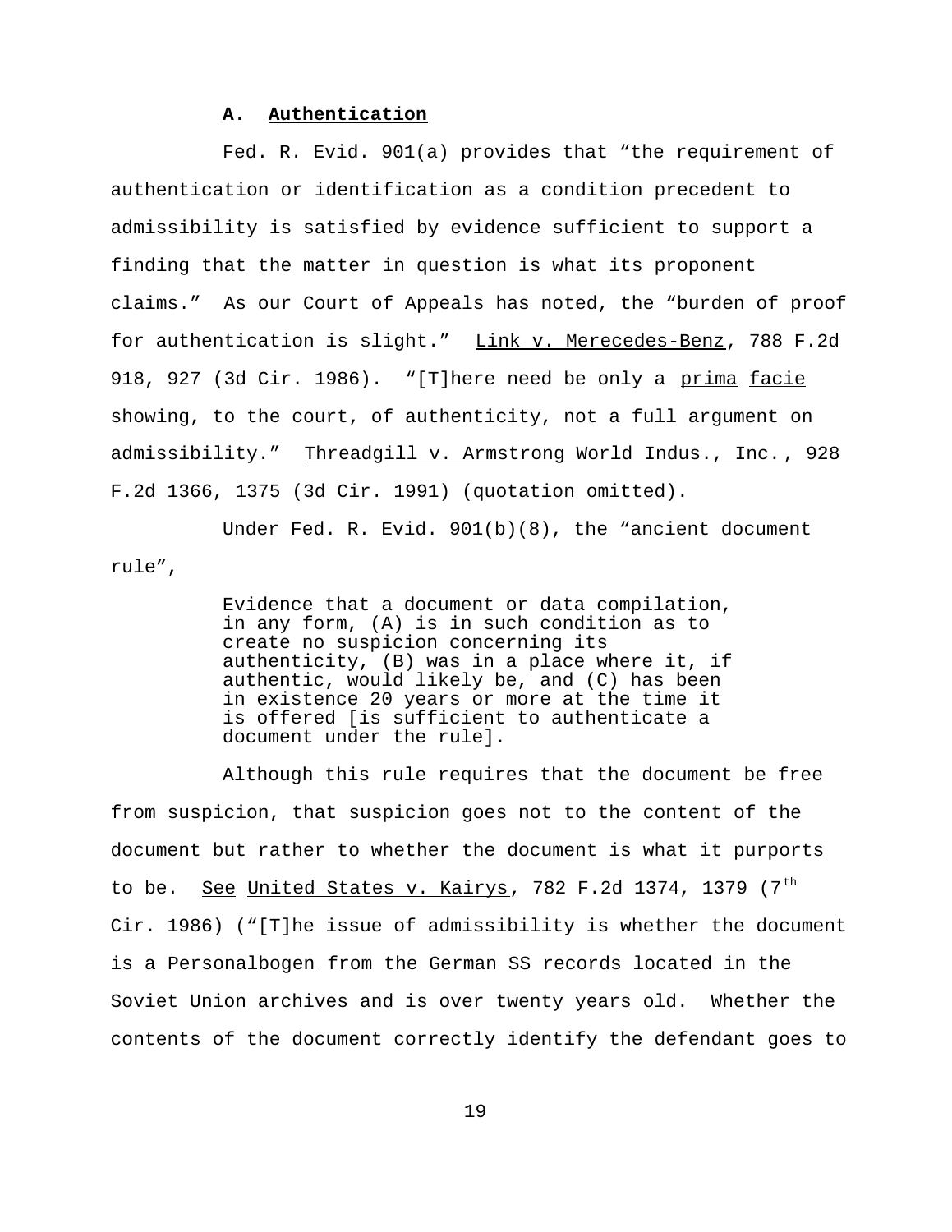### A. **Authentication**

Fed. R. Evid. 901(a) provides that "the requirement of authentication or identification as a condition precedent to admissibility is satisfied by evidence sufficient to support a finding that the matter in question is what its proponent claims." As our Court of Appeals has noted, the "burden of proof for authentication is slight." Link v. Merecedes-Benz, 788 F.2d 918, 927 (3d Cir. 1986). "[T]here need be only a prima facie showing, to the court, of authenticity, not a full argument on admissibility." Threadgill v. Armstrong World Indus., Inc., 928 F.2d 1366, 1375 (3d Cir. 1991) (quotation omitted).

Under Fed. R. Evid. 901(b)(8), the "ancient document rule",

> Evidence that a document or data compilation, in any form, (A) is in such condition as to create no suspicion concerning its authenticity, (B) was in a place where it, if authentic, would likely be, and (C) has been in existence 20 years or more at the time it is offered [is sufficient to authenticate a document under the rule].

Although this rule requires that the document be free from suspicion, that suspicion goes not to the content of the document but rather to whether the document is what it purports to be. See United States v. Kairys, 782 F.2d 1374, 1379 (7th Cir. 1986) ("[T]he issue of admissibility is whether the document is a Personalbogen from the German SS records located in the Soviet Union archives and is over twenty years old. Whether the contents of the document correctly identify the defendant goes to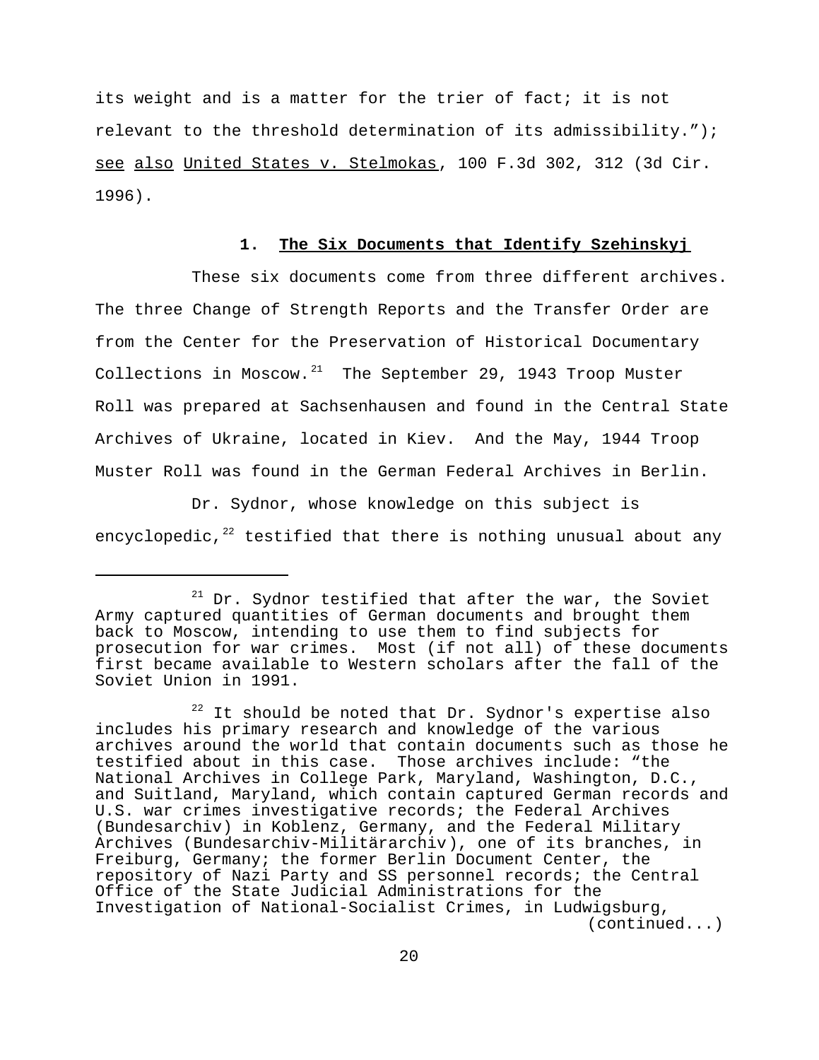its weight and is a matter for the trier of fact; it is not relevant to the threshold determination of its admissibility."); see also United States v. Stelmokas, 100 F.3d 302, 312 (3d Cir. 1996).

**1. The Six Documents that Identify Szehinskyj**

These six documents come from three different archives. The three Change of Strength Reports and the Transfer Order are from the Center for the Preservation of Historical Documentary Collections in Moscow.[21] The September 29, 1943 Troop Muster Roll was prepared at Sachsenhausen and found in the Central State Archives of Ukraine, located in Kiev. And the May, 1944 Troop Muster Roll was found in the German Federal Archives in Berlin.

Dr. Sydnor, whose knowledge on this subject is encyclopedic,[22] testified that there is nothing unusual about any

---

[21] Dr. Sydnor testified that after the war, the Soviet Army captured quantities of German documents and brought them back to Moscow, intending to use them to find subjects for prosecution for war crimes. Most (if not all) of these documents first became available to Western scholars after the fall of the Soviet Union in 1991.

[22] It should be noted that Dr. Sydnor's expertise also includes his primary research and knowledge of the various archives around the world that contain documents such as those he testified about in this case. Those archives include: "the National Archives in College Park, Maryland, Washington, D.C., and Suitland, Maryland, which contain captured German records and U.S. war crimes investigative records; the Federal Archives (Bundesarchiv) in Koblenz, Germany, and the Federal Military Archives (Bundesarchiv-Militärarchiv), one of its branches, in Freiburg, Germany; the former Berlin Document Center, the repository of Nazi Party and SS personnel records; the Central Office of the State Judicial Administrations for the Investigation of National-Socialist Crimes, in Ludwigsburg, (continued...)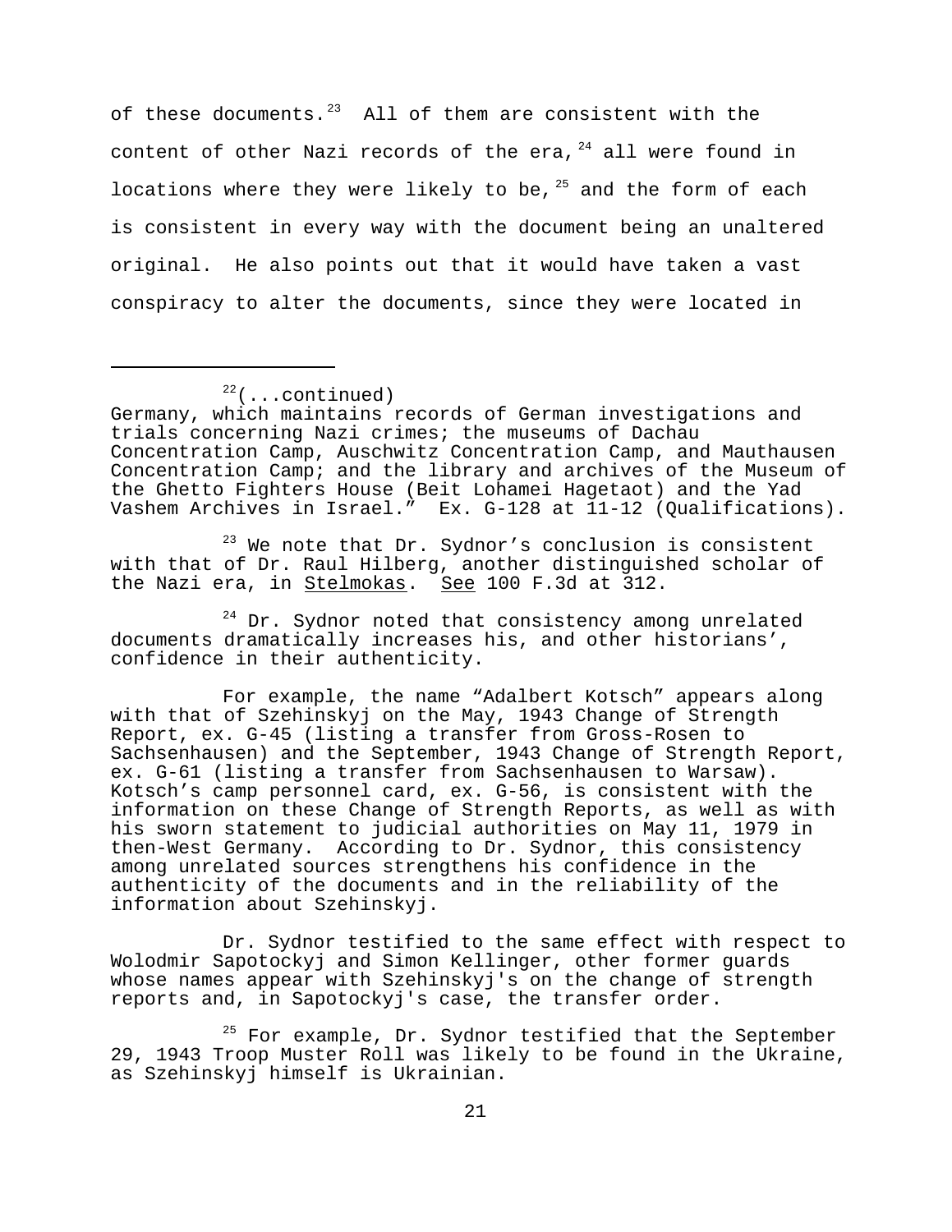of these documents.[23] All of them are consistent with the content of other Nazi records of the era,[24] all were found in locations where they were likely to be,[25] and the form of each is consistent in every way with the document being an unaltered original. He also points out that it would have taken a vast conspiracy to alter the documents, since they were located in

---

[22](...continued) Germany, which maintains records of German investigations and trials concerning Nazi crimes; the museums of Dachau Concentration Camp, Auschwitz Concentration Camp, and Mauthausen Concentration Camp; and the library and archives of the Museum of the Ghetto Fighters House (Beit Lohamei Hagetaot) and the Yad Vashem Archives in Israel." Ex. G-128 at 11-12 (Qualifications).

[23] We note that Dr. Sydnor's conclusion is consistent with that of Dr. Raul Hilberg, another distinguished scholar of the Nazi era, in Stelmokas. See 100 F.3d at 312.

[24] Dr. Sydnor noted that consistency among unrelated documents dramatically increases his, and other historians', confidence in their authenticity.

For example, the name "Adalbert Kotsch" appears along with that of Szehinskyj on the May, 1943 Change of Strength Report, ex. G-45 (listing a transfer from Gross-Rosen to Sachsenhausen) and the September, 1943 Change of Strength Report, ex. G-61 (listing a transfer from Sachsenhausen to Warsaw). Kotsch's camp personnel card, ex. G-56, is consistent with the information on these Change of Strength Reports, as well as with his sworn statement to judicial authorities on May 11, 1979 in then-West Germany. According to Dr. Sydnor, this consistency among unrelated sources strengthens his confidence in the authenticity of the documents and in the reliability of the information about Szehinskyj.

Dr. Sydnor testified to the same effect with respect to Wolodmir Sapotockyj and Simon Kellinger, other former guards whose names appear with Szehinskyj's on the change of strength reports and, in Sapotockyj's case, the transfer order.

[25] For example, Dr. Sydnor testified that the September 29, 1943 Troop Muster Roll was likely to be found in the Ukraine, as Szehinskyj himself is Ukrainian.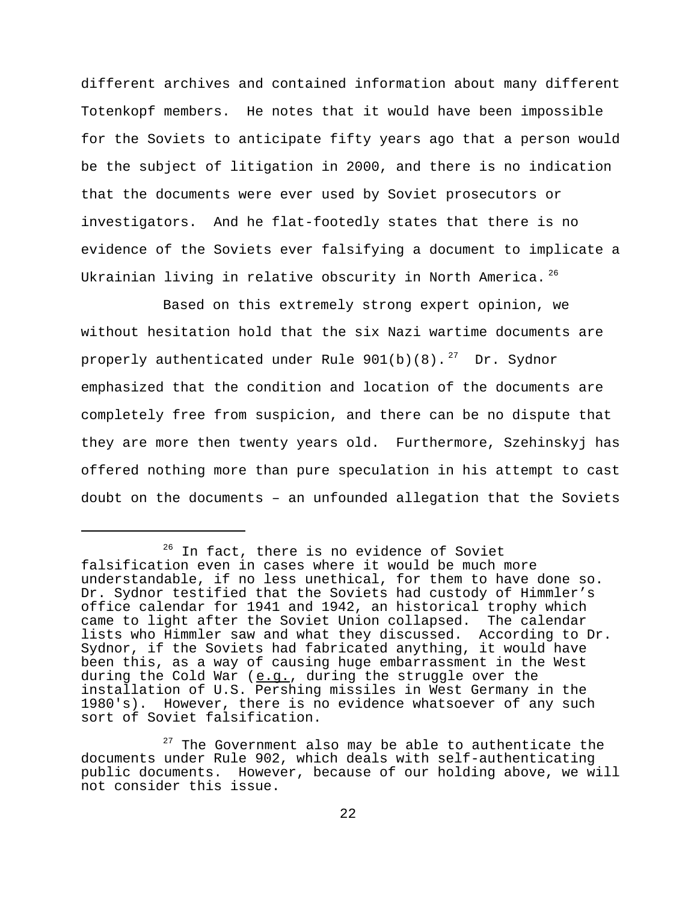different archives and contained information about many different Totenkopf members. He notes that it would have been impossible for the Soviets to anticipate fifty years ago that a person would be the subject of litigation in 2000, and there is no indication that the documents were ever used by Soviet prosecutors or investigators. And he flat-footedly states that there is no evidence of the Soviets ever falsifying a document to implicate a Ukrainian living in relative obscurity in North America.[26]

Based on this extremely strong expert opinion, we without hesitation hold that the six Nazi wartime documents are properly authenticated under Rule 901(b)(8).[27] Dr. Sydnor emphasized that the condition and location of the documents are completely free from suspicion, and there can be no dispute that they are more then twenty years old. Furthermore, Szehinskyj has offered nothing more than pure speculation in his attempt to cast doubt on the documents – an unfounded allegation that the Soviets

---

[26] In fact, there is no evidence of Soviet falsification even in cases where it would be much more understandable, if no less unethical, for them to have done so. Dr. Sydnor testified that the Soviets had custody of Himmler's office calendar for 1941 and 1942, an historical trophy which came to light after the Soviet Union collapsed. The calendar lists who Himmler saw and what they discussed. According to Dr. Sydnor, if the Soviets had fabricated anything, it would have been this, as a way of causing huge embarrassment in the West during the Cold War (e.g., during the struggle over the installation of U.S. Pershing missiles in West Germany in the 1980's). However, there is no evidence whatsoever of any such sort of Soviet falsification.

[27] The Government also may be able to authenticate the documents under Rule 902, which deals with self-authenticating public documents. However, because of our holding above, we will not consider this issue.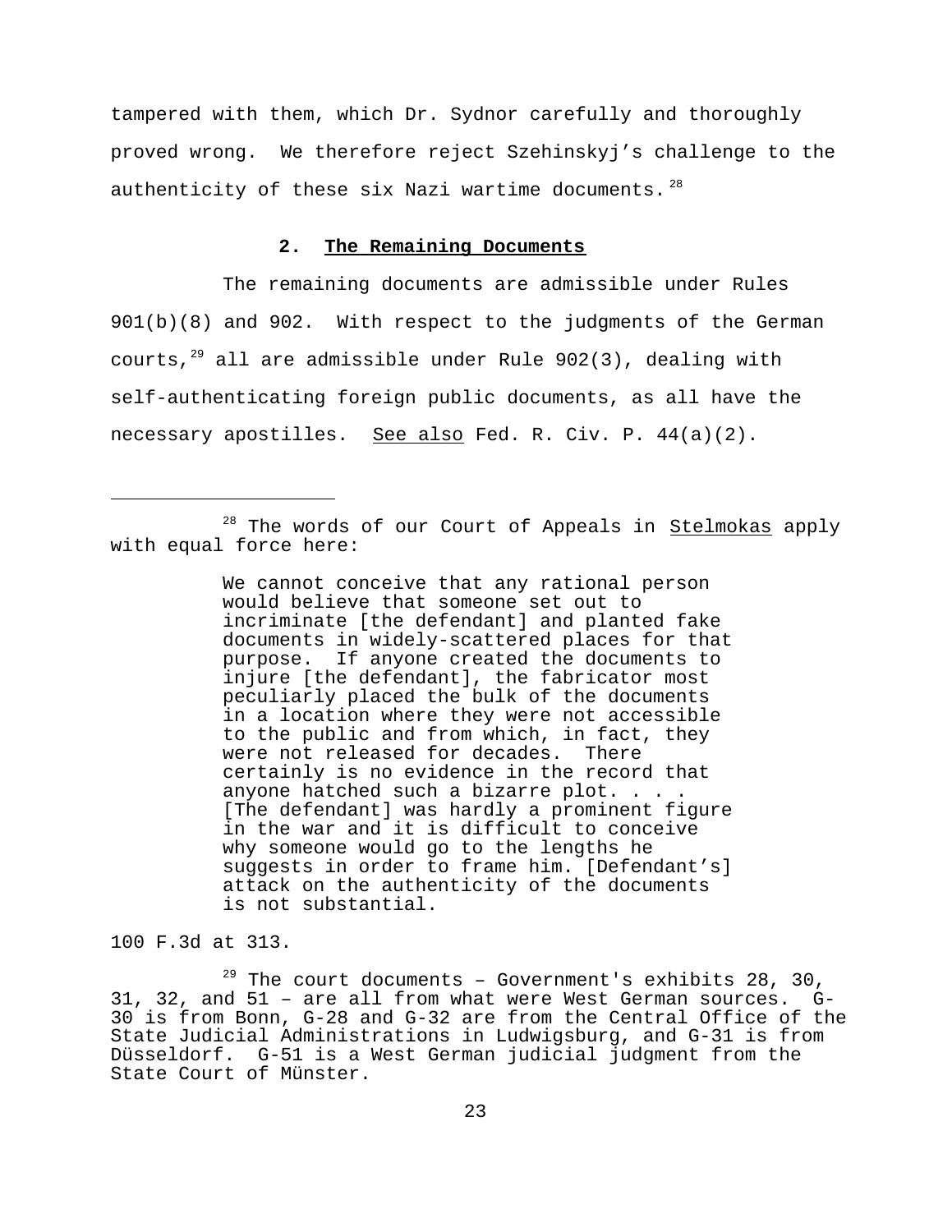tampered with them, which Dr. Sydnor carefully and thoroughly proved wrong. We therefore reject Szehinskyj's challenge to the authenticity of these six Nazi wartime documents.[28]

### 2. The Remaining Documents

The remaining documents are admissible under Rules 901(b)(8) and 902. With respect to the judgments of the German courts,[29] all are admissible under Rule 902(3), dealing with self-authenticating foreign public documents, as all have the necessary apostilles. See also Fed. R. Civ. P. 44(a)(2).

---

[28] The words of our Court of Appeals in Stelmokas apply with equal force here:

> We cannot conceive that any rational person would believe that someone set out to incriminate [the defendant] and planted fake documents in widely-scattered places for that purpose. If anyone created the documents to injure [the defendant], the fabricator most peculiarly placed the bulk of the documents in a location where they were not accessible to the public and from which, in fact, they were not released for decades. There certainly is no evidence in the record that anyone hatched such a bizarre plot. . . . [The defendant] was hardly a prominent figure in the war and it is difficult to conceive why someone would go to the lengths he suggests in order to frame him. [Defendant's] attack on the authenticity of the documents is not substantial.

100 F.3d at 313.

[29] The court documents – Government's exhibits 28, 30, 31, 32, and 51 – are all from what were West German sources. G-30 is from Bonn, G-28 and G-32 are from the Central Office of the State Judicial Administrations in Ludwigsburg, and G-31 is from Düsseldorf. G-51 is a West German judicial judgment from the State Court of Münster.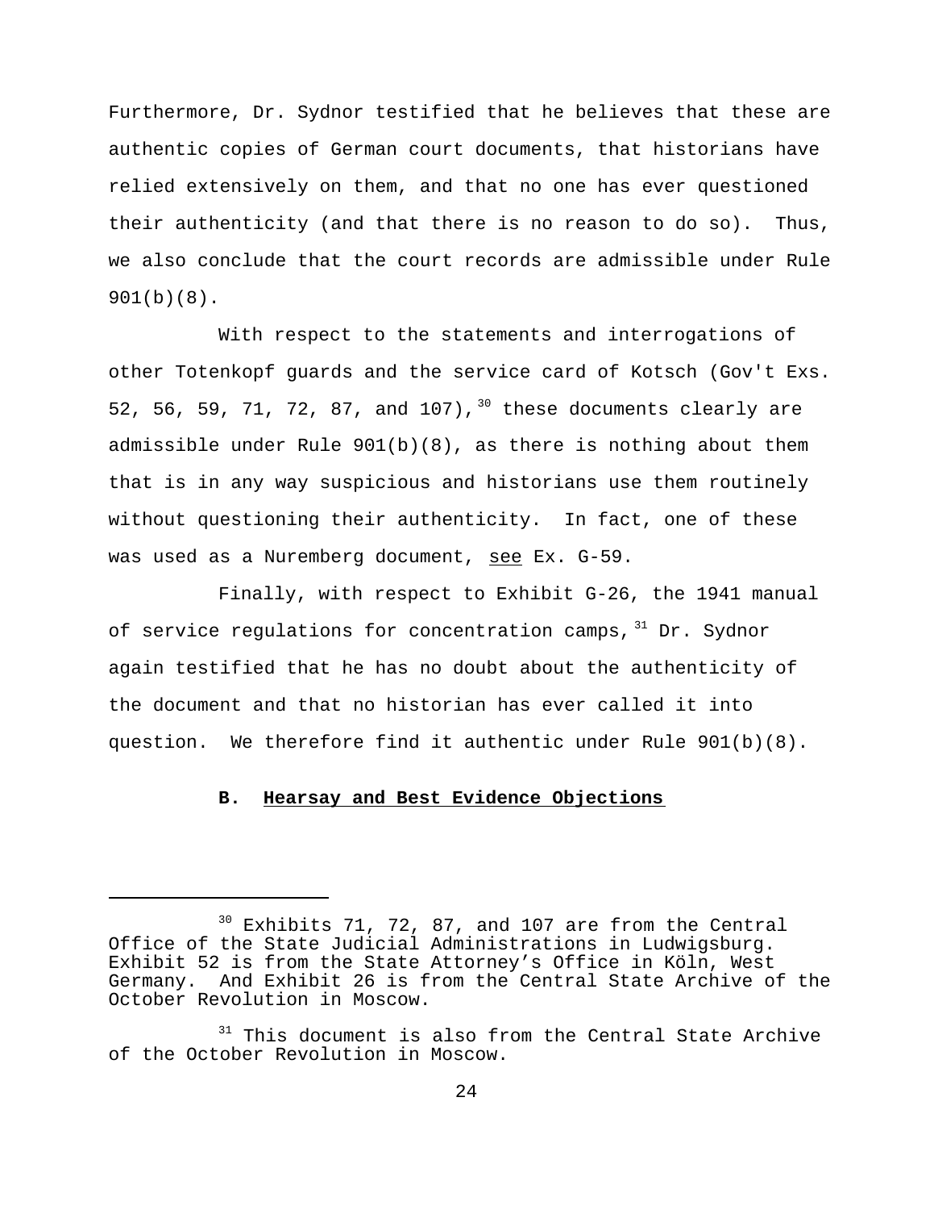Furthermore, Dr. Sydnor testified that he believes that these are authentic copies of German court documents, that historians have relied extensively on them, and that no one has ever questioned their authenticity (and that there is no reason to do so). Thus, we also conclude that the court records are admissible under Rule 901(b)(8).

With respect to the statements and interrogations of other Totenkopf guards and the service card of Kotsch (Gov't Exs. 52, 56, 59, 71, 72, 87, and 107),[30] these documents clearly are admissible under Rule 901(b)(8), as there is nothing about them that is in any way suspicious and historians use them routinely without questioning their authenticity. In fact, one of these was used as a Nuremberg document, see Ex. G-59.

Finally, with respect to Exhibit G-26, the 1941 manual of service regulations for concentration camps,[31] Dr. Sydnor again testified that he has no doubt about the authenticity of the document and that no historian has ever called it into question. We therefore find it authentic under Rule 901(b)(8).

### B. Hearsay and Best Evidence Objections

---

[30] Exhibits 71, 72, 87, and 107 are from the Central Office of the State Judicial Administrations in Ludwigsburg. Exhibit 52 is from the State Attorney's Office in Köln, West Germany. And Exhibit 26 is from the Central State Archive of the October Revolution in Moscow.

[31] This document is also from the Central State Archive of the October Revolution in Moscow.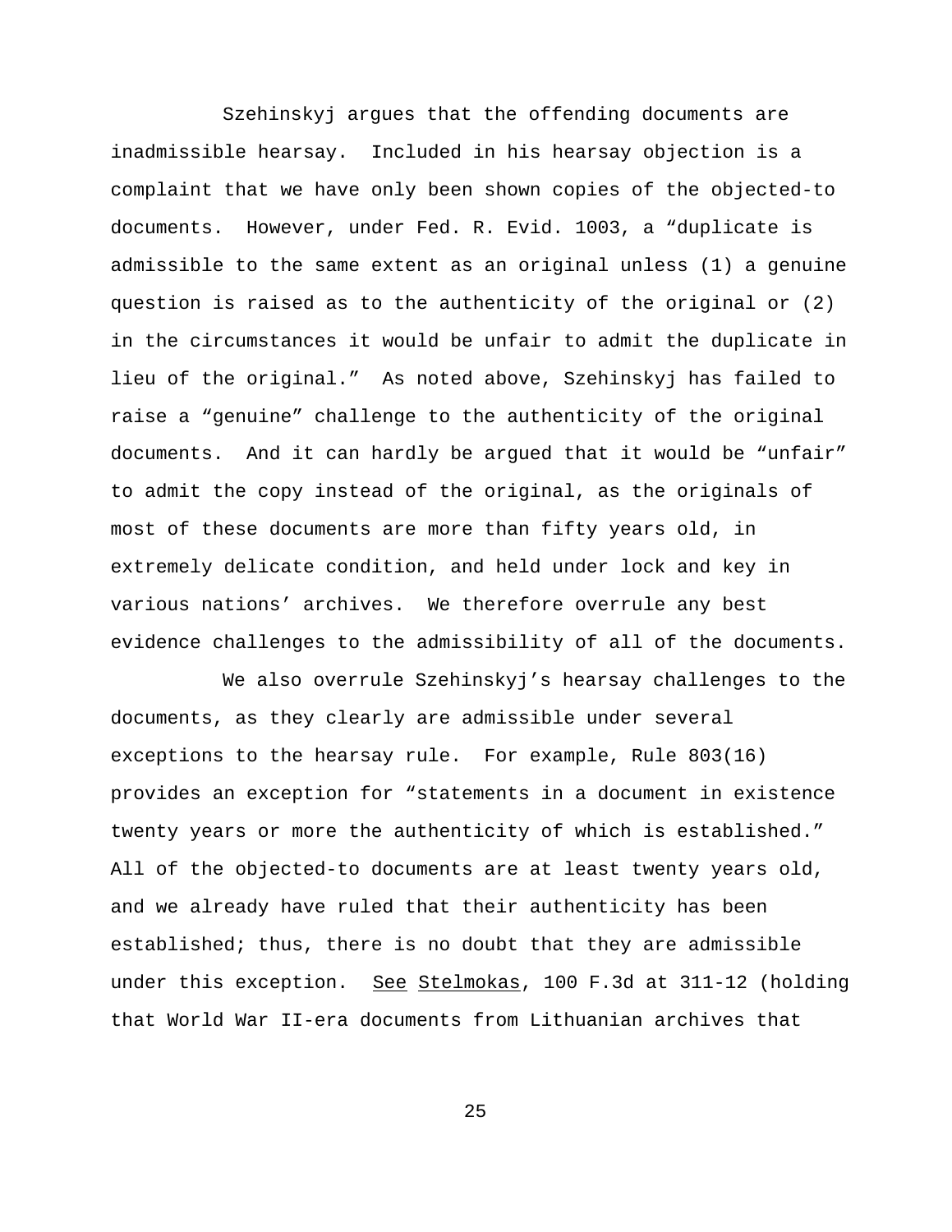Szehinskyj argues that the offending documents are inadmissible hearsay. Included in his hearsay objection is a complaint that we have only been shown copies of the objected-to documents. However, under Fed. R. Evid. 1003, a "duplicate is admissible to the same extent as an original unless (1) a genuine question is raised as to the authenticity of the original or (2) in the circumstances it would be unfair to admit the duplicate in lieu of the original." As noted above, Szehinskyj has failed to raise a "genuine" challenge to the authenticity of the original documents. And it can hardly be argued that it would be "unfair" to admit the copy instead of the original, as the originals of most of these documents are more than fifty years old, in extremely delicate condition, and held under lock and key in various nations' archives. We therefore overrule any best evidence challenges to the admissibility of all of the documents.

We also overrule Szehinskyj's hearsay challenges to the documents, as they clearly are admissible under several exceptions to the hearsay rule. For example, Rule 803(16) provides an exception for "statements in a document in existence twenty years or more the authenticity of which is established." All of the objected-to documents are at least twenty years old, and we already have ruled that their authenticity has been established; thus, there is no doubt that they are admissible under this exception. See Stelmokas, 100 F.3d at 311-12 (holding that World War II-era documents from Lithuanian archives that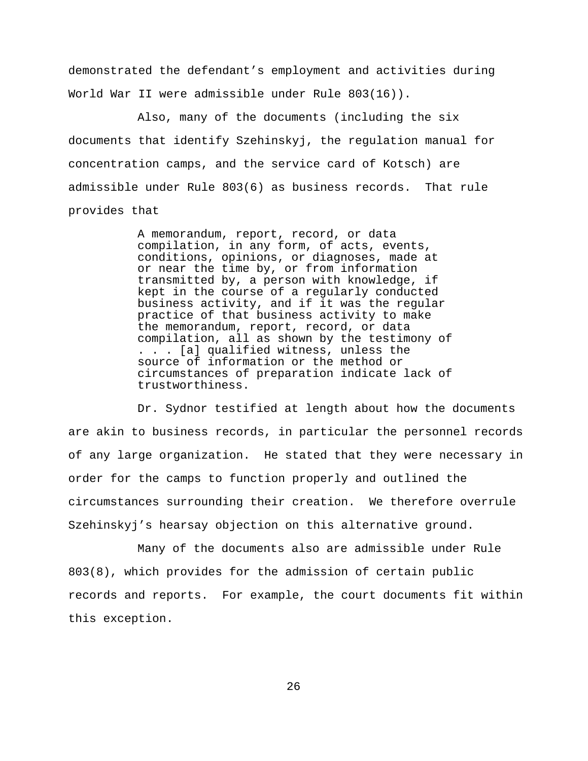demonstrated the defendant's employment and activities during World War II were admissible under Rule 803(16)).

Also, many of the documents (including the six documents that identify Szehinskyj, the regulation manual for concentration camps, and the service card of Kotsch) are admissible under Rule 803(6) as business records. That rule provides that

> A memorandum, report, record, or data compilation, in any form, of acts, events, conditions, opinions, or diagnoses, made at or near the time by, or from information transmitted by, a person with knowledge, if kept in the course of a regularly conducted business activity, and if it was the regular practice of that business activity to make the memorandum, report, record, or data compilation, all as shown by the testimony of . . . [a] qualified witness, unless the source of information or the method or circumstances of preparation indicate lack of trustworthiness.

Dr. Sydnor testified at length about how the documents are akin to business records, in particular the personnel records of any large organization. He stated that they were necessary in order for the camps to function properly and outlined the circumstances surrounding their creation. We therefore overrule Szehinskyj's hearsay objection on this alternative ground.

Many of the documents also are admissible under Rule 803(8), which provides for the admission of certain public records and reports. For example, the court documents fit within this exception.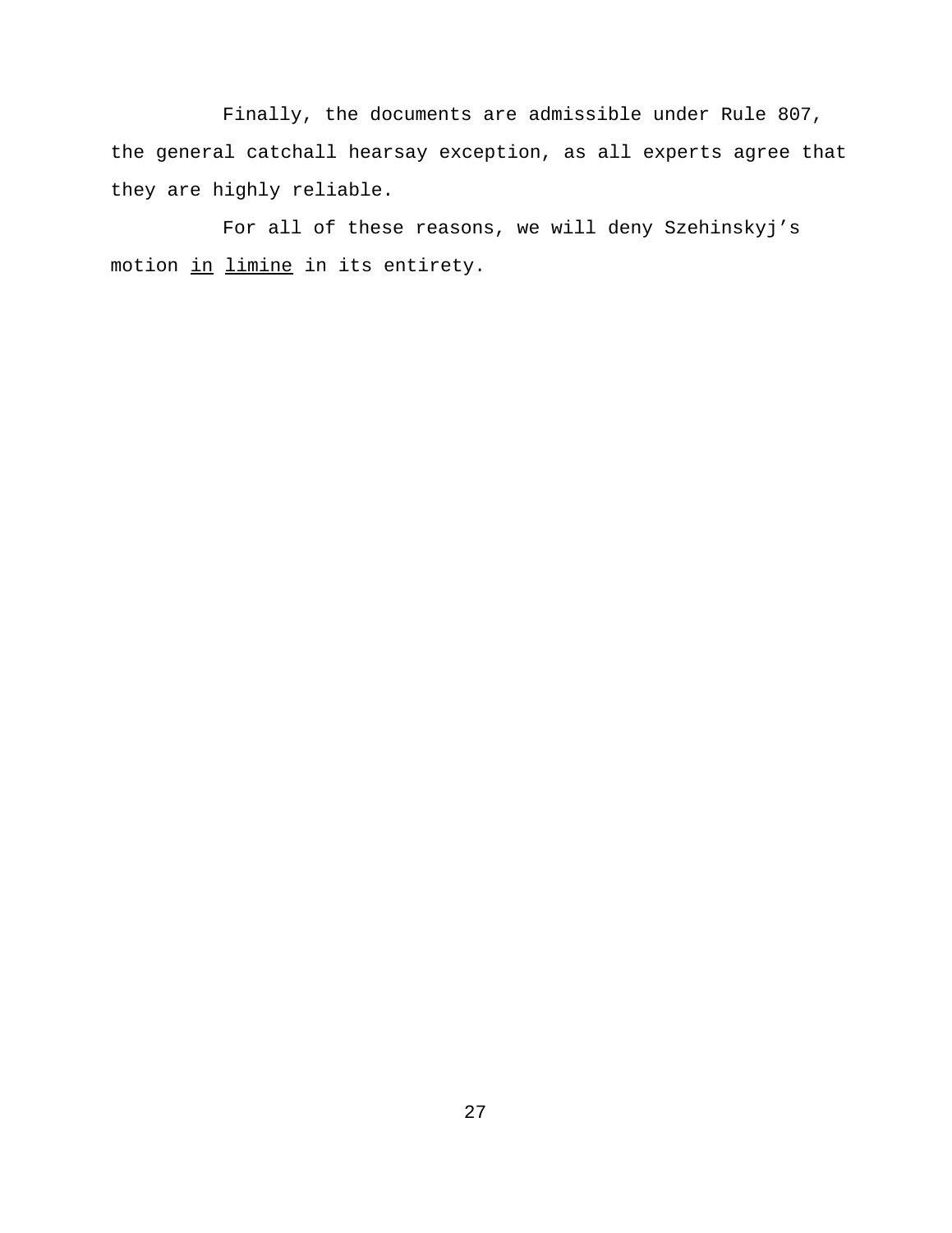Finally, the documents are admissible under Rule 807, the general catchall hearsay exception, as all experts agree that they are highly reliable.

For all of these reasons, we will deny Szehinskyj's motion *in limine* in its entirety.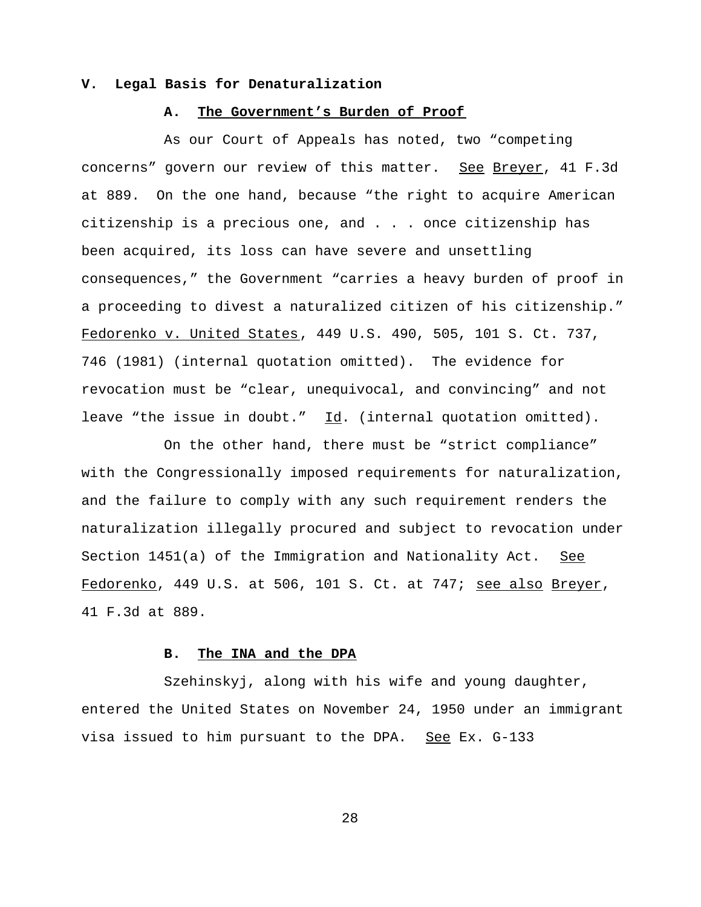## V. Legal Basis for Denaturalization

### A. The Government's Burden of Proof

As our Court of Appeals has noted, two "competing concerns" govern our review of this matter. See Breyer, 41 F.3d at 889. On the one hand, because "the right to acquire American citizenship is a precious one, and . . . once citizenship has been acquired, its loss can have severe and unsettling consequences," the Government "carries a heavy burden of proof in a proceeding to divest a naturalized citizen of his citizenship." Fedorenko v. United States, 449 U.S. 490, 505, 101 S. Ct. 737, 746 (1981) (internal quotation omitted). The evidence for revocation must be "clear, unequivocal, and convincing" and not leave "the issue in doubt." Id. (internal quotation omitted).

On the other hand, there must be "strict compliance" with the Congressionally imposed requirements for naturalization, and the failure to comply with any such requirement renders the naturalization illegally procured and subject to revocation under Section 1451(a) of the Immigration and Nationality Act. See Fedorenko, 449 U.S. at 506, 101 S. Ct. at 747; see also Breyer, 41 F.3d at 889.

### B. The INA and the DPA

Szehinskyj, along with his wife and young daughter, entered the United States on November 24, 1950 under an immigrant visa issued to him pursuant to the DPA. See Ex. G-133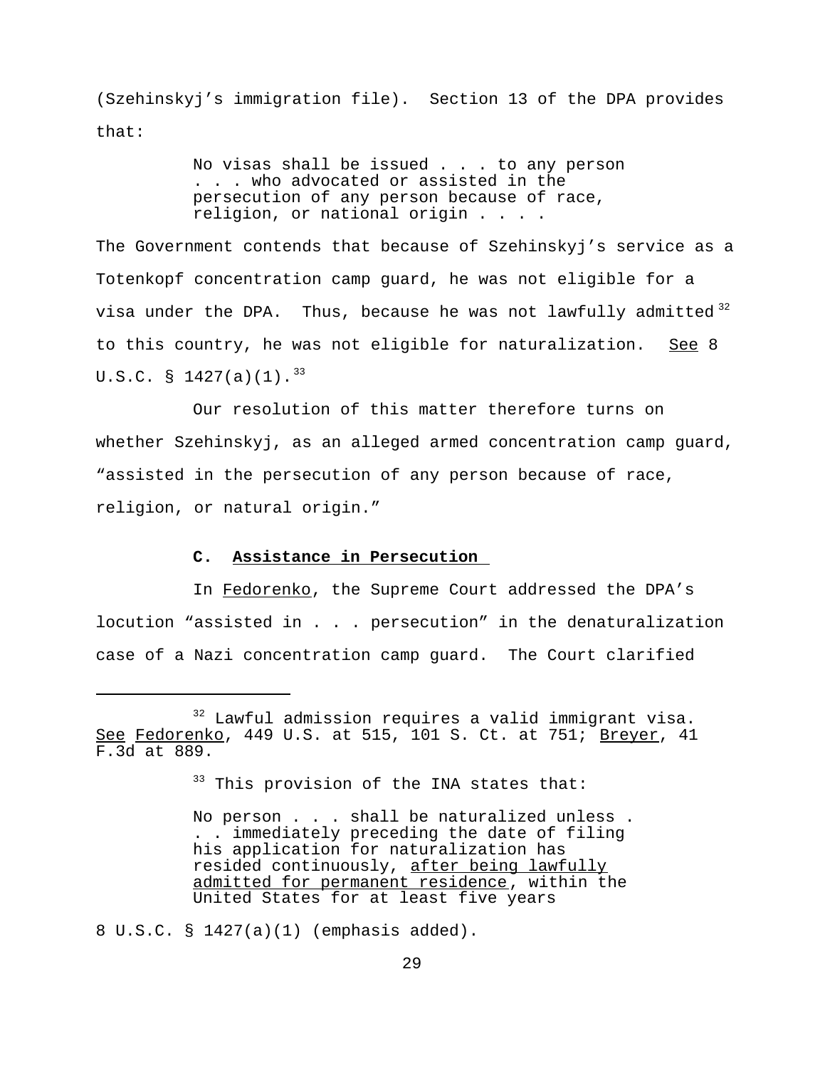(Szehinskyj's immigration file). Section 13 of the DPA provides that:

> No visas shall be issued . . . to any person . . . who advocated or assisted in the persecution of any person because of race, religion, or national origin . . . .

The Government contends that because of Szehinskyj's service as a Totenkopf concentration camp guard, he was not eligible for a visa under the DPA. Thus, because he was not lawfully admitted[32] to this country, he was not eligible for naturalization. See 8 U.S.C. § 1427(a)(1).[33]

Our resolution of this matter therefore turns on whether Szehinskyj, as an alleged armed concentration camp guard, "assisted in the persecution of any person because of race, religion, or natural origin."

**C. Assistance in Persecution**

In Fedorenko, the Supreme Court addressed the DPA's locution "assisted in . . . persecution" in the denaturalization case of a Nazi concentration camp guard. The Court clarified

---

[32] Lawful admission requires a valid immigrant visa. See Fedorenko, 449 U.S. at 515, 101 S. Ct. at 751; Breyer, 41 F.3d at 889.

[33] This provision of the INA states that:

> No person . . . shall be naturalized unless . . . immediately preceding the date of filing his application for naturalization has resided continuously, after being lawfully admitted for permanent residence, within the United States for at least five years

8 U.S.C. § 1427(a)(1) (emphasis added).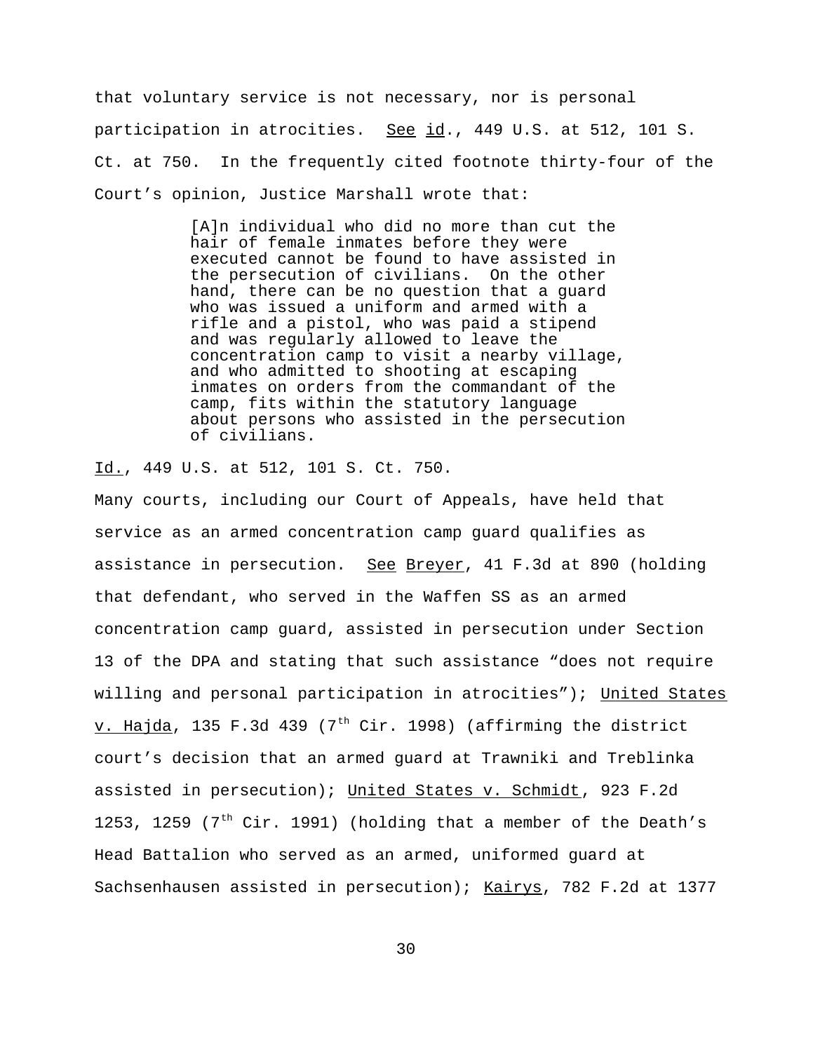that voluntary service is not necessary, nor is personal participation in atrocities. See id., 449 U.S. at 512, 101 S. Ct. at 750. In the frequently cited footnote thirty-four of the Court's opinion, Justice Marshall wrote that:

> [A]n individual who did no more than cut the hair of female inmates before they were executed cannot be found to have assisted in the persecution of civilians. On the other hand, there can be no question that a guard who was issued a uniform and armed with a rifle and a pistol, who was paid a stipend and was regularly allowed to leave the concentration camp to visit a nearby village, and who admitted to shooting at escaping inmates on orders from the commandant of the camp, fits within the statutory language about persons who assisted in the persecution of civilians.

Id., 449 U.S. at 512, 101 S. Ct. 750.

Many courts, including our Court of Appeals, have held that service as an armed concentration camp guard qualifies as assistance in persecution. See Breyer, 41 F.3d at 890 (holding that defendant, who served in the Waffen SS as an armed concentration camp guard, assisted in persecution under Section 13 of the DPA and stating that such assistance "does not require willing and personal participation in atrocities"); United States v. Hajda, 135 F.3d 439 (7th Cir. 1998) (affirming the district court's decision that an armed guard at Trawniki and Treblinka assisted in persecution); United States v. Schmidt, 923 F.2d 1253, 1259 (7th Cir. 1991) (holding that a member of the Death's Head Battalion who served as an armed, uniformed guard at Sachsenhausen assisted in persecution); Kairys, 782 F.2d at 1377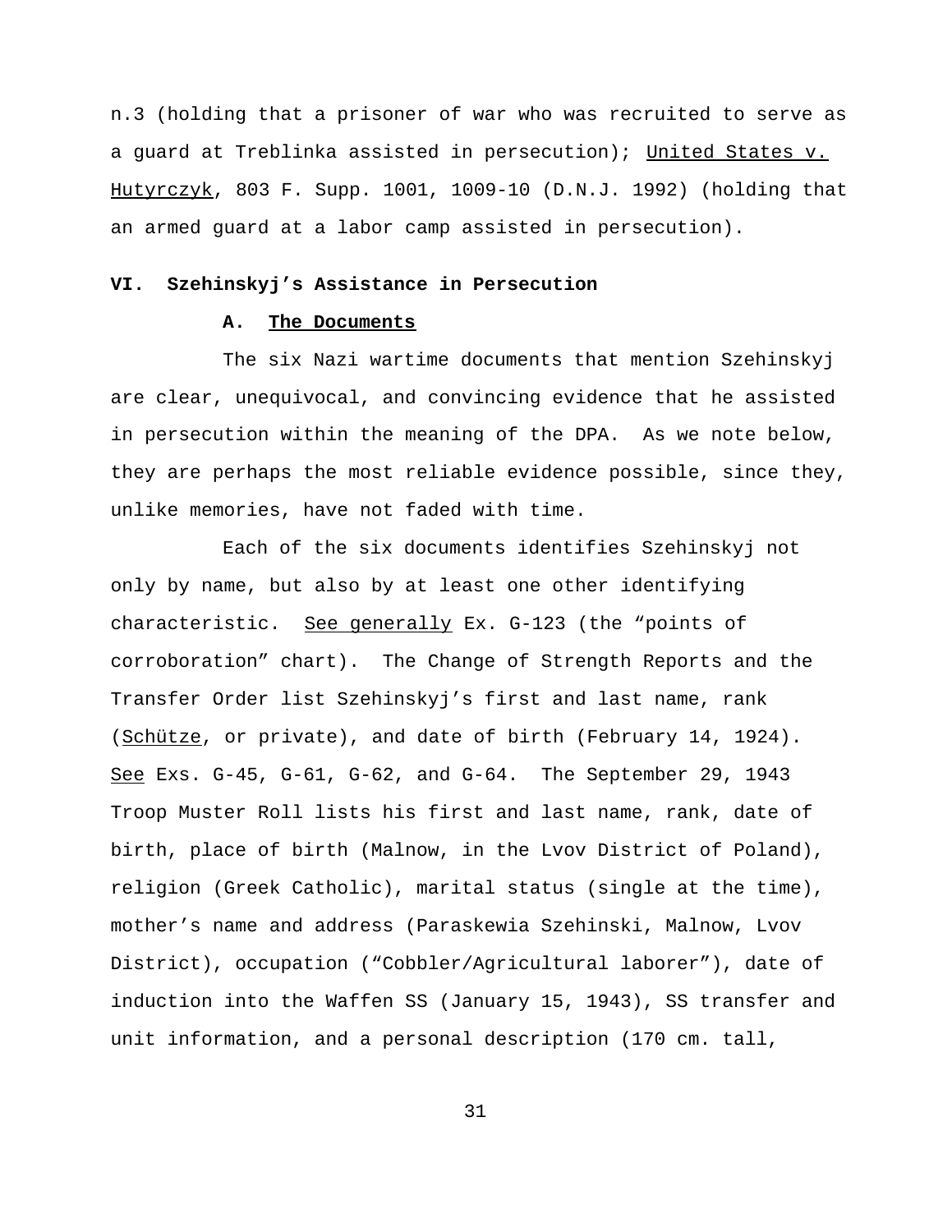n.3 (holding that a prisoner of war who was recruited to serve as a guard at Treblinka assisted in persecution); United States v. Hutyrczyk, 803 F. Supp. 1001, 1009-10 (D.N.J. 1992) (holding that an armed guard at a labor camp assisted in persecution).

## VI. Szehinskyj's Assistance in Persecution

### A. The Documents

The six Nazi wartime documents that mention Szehinskyj are clear, unequivocal, and convincing evidence that he assisted in persecution within the meaning of the DPA. As we note below, they are perhaps the most reliable evidence possible, since they, unlike memories, have not faded with time.

Each of the six documents identifies Szehinskyj not only by name, but also by at least one other identifying characteristic. See generally Ex. G-123 (the "points of corroboration" chart). The Change of Strength Reports and the Transfer Order list Szehinskyj's first and last name, rank (Schütze, or private), and date of birth (February 14, 1924). See Exs. G-45, G-61, G-62, and G-64. The September 29, 1943 Troop Muster Roll lists his first and last name, rank, date of birth, place of birth (Malnow, in the Lvov District of Poland), religion (Greek Catholic), marital status (single at the time), mother's name and address (Paraskewia Szehinski, Malnow, Lvov District), occupation ("Cobbler/Agricultural laborer"), date of induction into the Waffen SS (January 15, 1943), SS transfer and unit information, and a personal description (170 cm. tall,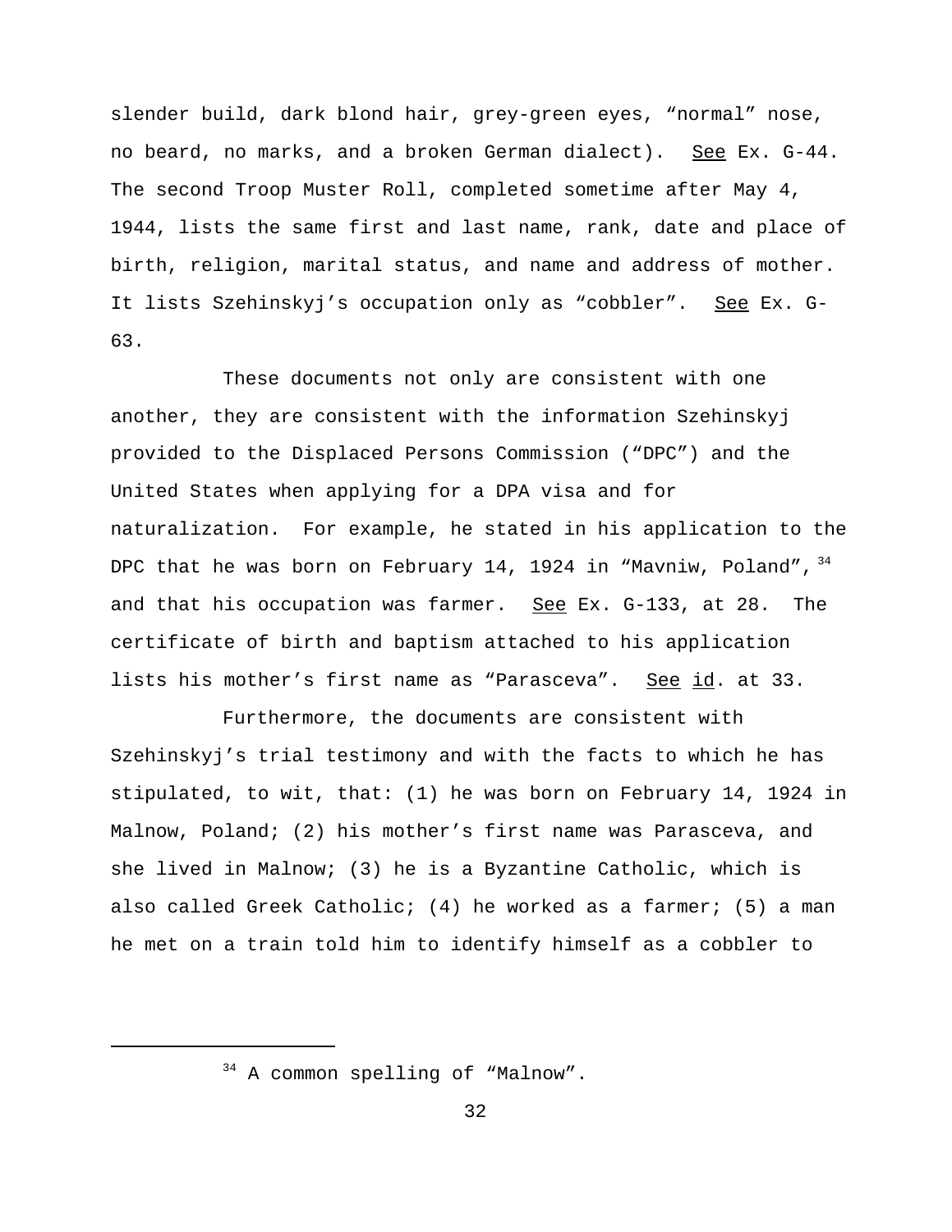slender build, dark blond hair, grey-green eyes, “normal” nose, no beard, no marks, and a broken German dialect). See Ex. G-44. The second Troop Muster Roll, completed sometime after May 4, 1944, lists the same first and last name, rank, date and place of birth, religion, marital status, and name and address of mother. It lists Szehinskyj’s occupation only as “cobbler”. See Ex. G-63.

These documents not only are consistent with one another, they are consistent with the information Szehinskyj provided to the Displaced Persons Commission (“DPC”) and the United States when applying for a DPA visa and for naturalization. For example, he stated in his application to the DPC that he was born on February 14, 1924 in “Mavniw, Poland”,[34] and that his occupation was farmer. See Ex. G-133, at 28. The certificate of birth and baptism attached to his application lists his mother’s first name as “Parasceva”. See id. at 33.

Furthermore, the documents are consistent with Szehinskyj’s trial testimony and with the facts to which he has stipulated, to wit, that: (1) he was born on February 14, 1924 in Malnow, Poland; (2) his mother’s first name was Parasceva, and she lived in Malnow; (3) he is a Byzantine Catholic, which is also called Greek Catholic; (4) he worked as a farmer; (5) a man he met on a train told him to identify himself as a cobbler to

---

[34] A common spelling of “Malnow”.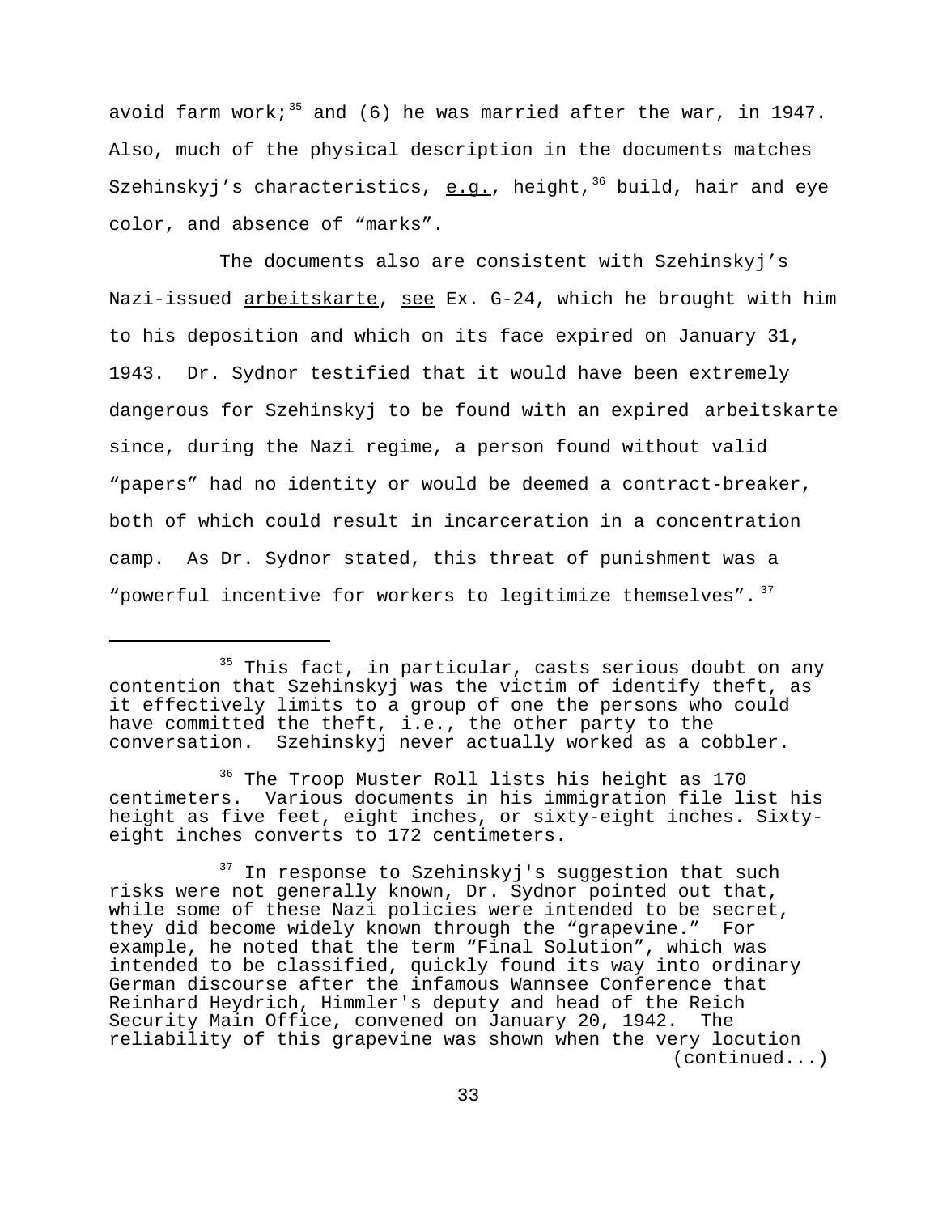avoid farm work;[35] and (6) he was married after the war, in 1947. Also, much of the physical description in the documents matches Szehinskyj's characteristics, e.g., height,[36] build, hair and eye color, and absence of "marks".

The documents also are consistent with Szehinskyj's Nazi-issued arbeitskarte, see Ex. G-24, which he brought with him to his deposition and which on its face expired on January 31, 1943. Dr. Sydnor testified that it would have been extremely dangerous for Szehinskyj to be found with an expired arbeitskarte since, during the Nazi regime, a person found without valid "papers" had no identity or would be deemed a contract-breaker, both of which could result in incarceration in a concentration camp. As Dr. Sydnor stated, this threat of punishment was a "powerful incentive for workers to legitimize themselves".[37]

---

[35] This fact, in particular, casts serious doubt on any contention that Szehinskyj was the victim of identify theft, as it effectively limits to a group of one the persons who could have committed the theft, i.e., the other party to the conversation. Szehinskyj never actually worked as a cobbler.

[36] The Troop Muster Roll lists his height as 170 centimeters. Various documents in his immigration file list his height as five feet, eight inches, or sixty-eight inches. Sixty-eight inches converts to 172 centimeters.

[37] In response to Szehinskyj's suggestion that such risks were not generally known, Dr. Sydnor pointed out that, while some of these Nazi policies were intended to be secret, they did become widely known through the "grapevine." For example, he noted that the term "Final Solution", which was intended to be classified, quickly found its way into ordinary German discourse after the infamous Wannsee Conference that Reinhard Heydrich, Himmler's deputy and head of the Reich Security Main Office, convened on January 20, 1942. The reliability of this grapevine was shown when the very locution (continued...)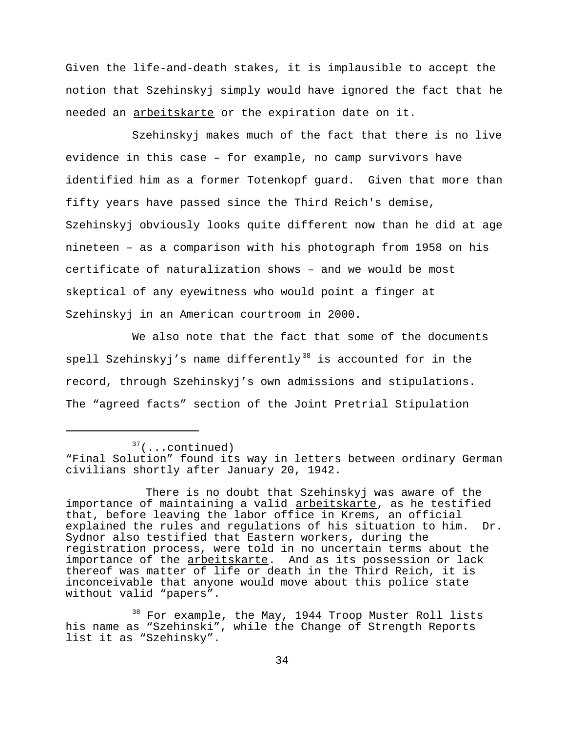Given the life-and-death stakes, it is implausible to accept the notion that Szehinskyj simply would have ignored the fact that he needed an arbeitskarte or the expiration date on it.

Szehinskyj makes much of the fact that there is no live evidence in this case – for example, no camp survivors have identified him as a former Totenkopf guard. Given that more than fifty years have passed since the Third Reich's demise, Szehinskyj obviously looks quite different now than he did at age nineteen – as a comparison with his photograph from 1958 on his certificate of naturalization shows – and we would be most skeptical of any eyewitness who would point a finger at Szehinskyj in an American courtroom in 2000.

We also note that the fact that some of the documents spell Szehinskyj's name differently[38] is accounted for in the record, through Szehinskyj's own admissions and stipulations. The "agreed facts" section of the Joint Pretrial Stipulation

---

[37](...continued)
"Final Solution" found its way in letters between ordinary German civilians shortly after January 20, 1942.

There is no doubt that Szehinskyj was aware of the importance of maintaining a valid arbeitskarte, as he testified that, before leaving the labor office in Krems, an official explained the rules and regulations of his situation to him. Dr. Sydnor also testified that Eastern workers, during the registration process, were told in no uncertain terms about the importance of the arbeitskarte. And as its possession or lack thereof was matter of life or death in the Third Reich, it is inconceivable that anyone would move about this police state without valid "papers".

[38] For example, the May, 1944 Troop Muster Roll lists his name as "Szehinski", while the Change of Strength Reports list it as "Szehinsky".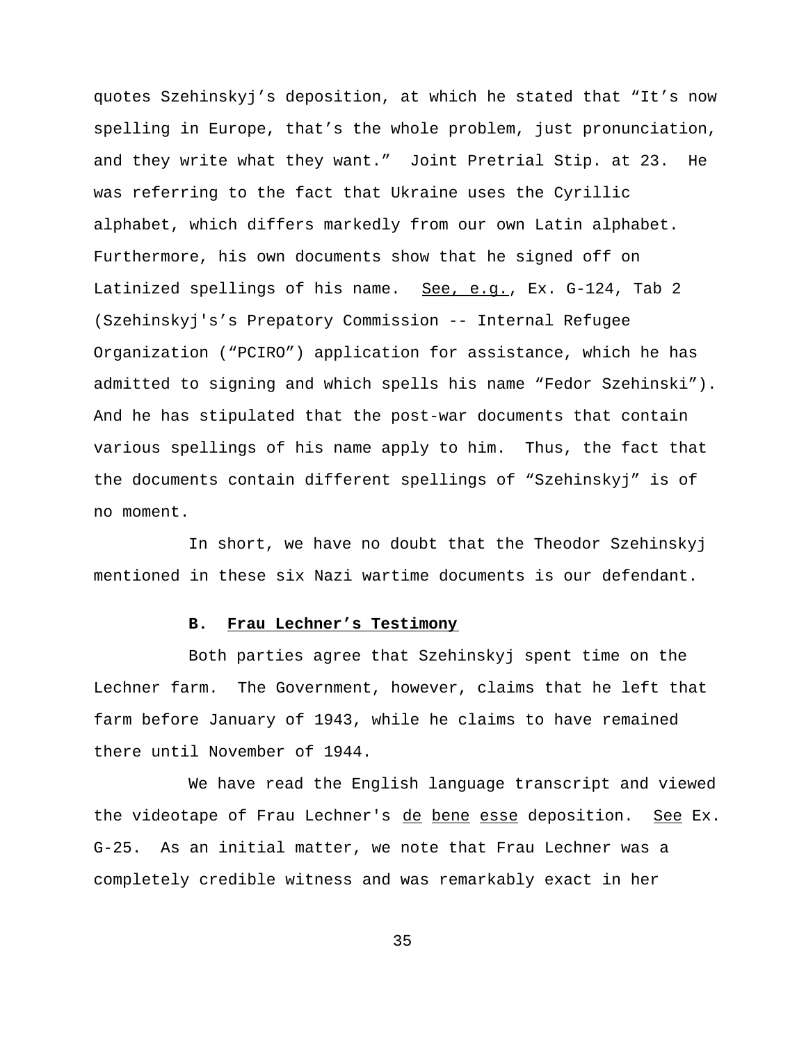quotes Szehinskyj's deposition, at which he stated that "It's now spelling in Europe, that's the whole problem, just pronunciation, and they write what they want." Joint Pretrial Stip. at 23. He was referring to the fact that Ukraine uses the Cyrillic alphabet, which differs markedly from our own Latin alphabet. Furthermore, his own documents show that he signed off on Latinized spellings of his name. See, e.g., Ex. G-124, Tab 2 (Szehinskyj's's Prepatory Commission -- Internal Refugee Organization ("PCIRO") application for assistance, which he has admitted to signing and which spells his name "Fedor Szehinski"). And he has stipulated that the post-war documents that contain various spellings of his name apply to him. Thus, the fact that the documents contain different spellings of "Szehinskyj" is of no moment.

In short, we have no doubt that the Theodor Szehinskyj mentioned in these six Nazi wartime documents is our defendant.

### B. Frau Lechner's Testimony

Both parties agree that Szehinskyj spent time on the Lechner farm. The Government, however, claims that he left that farm before January of 1943, while he claims to have remained there until November of 1944.

We have read the English language transcript and viewed the videotape of Frau Lechner's de bene esse deposition. See Ex. G-25. As an initial matter, we note that Frau Lechner was a completely credible witness and was remarkably exact in her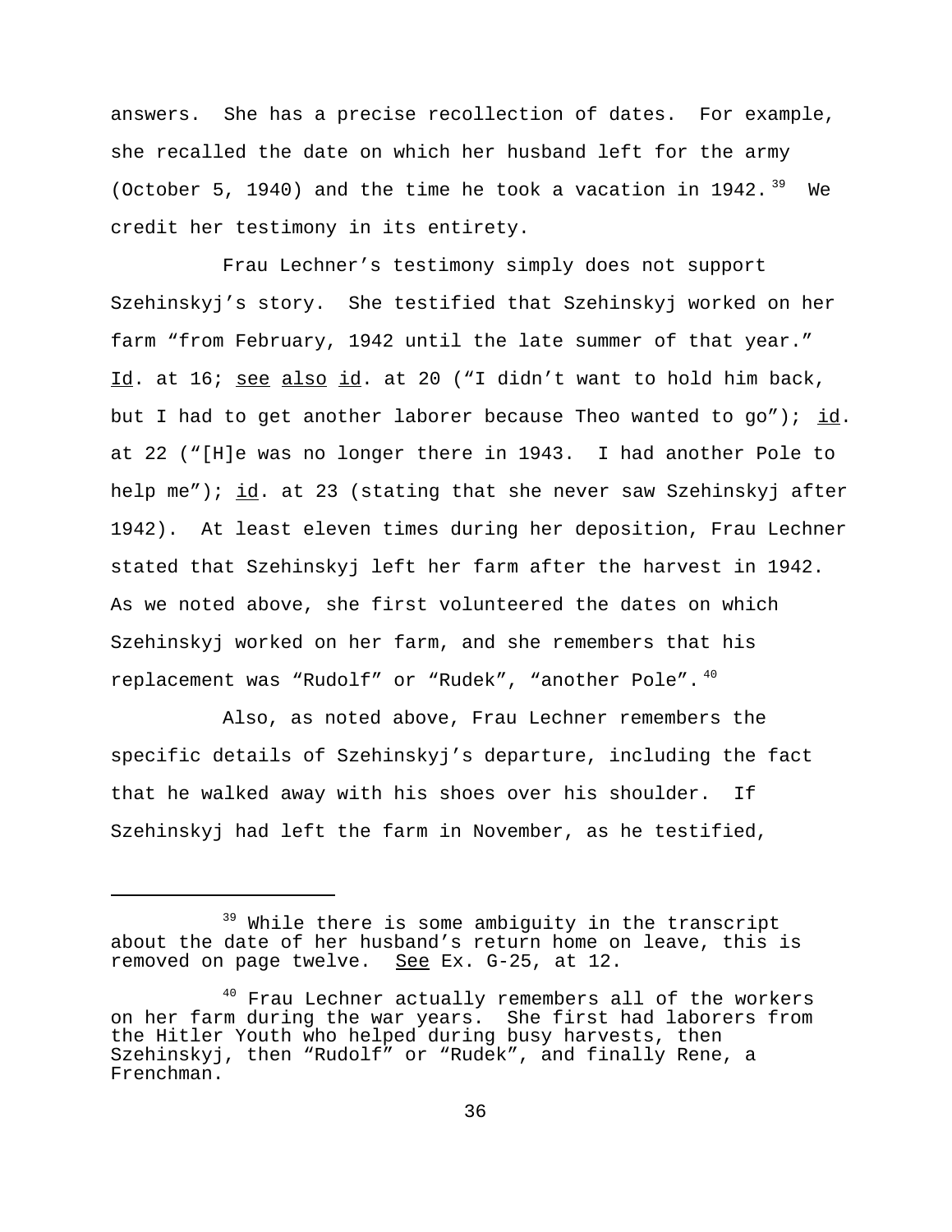answers. She has a precise recollection of dates. For example, she recalled the date on which her husband left for the army (October 5, 1940) and the time he took a vacation in 1942.[39] We credit her testimony in its entirety.

Frau Lechner's testimony simply does not support Szehinskyj's story. She testified that Szehinskyj worked on her farm "from February, 1942 until the late summer of that year." Id. at 16; see also id. at 20 ("I didn't want to hold him back, but I had to get another laborer because Theo wanted to go"); id. at 22 ("[H]e was no longer there in 1943. I had another Pole to help me"); id. at 23 (stating that she never saw Szehinskyj after 1942). At least eleven times during her deposition, Frau Lechner stated that Szehinskyj left her farm after the harvest in 1942. As we noted above, she first volunteered the dates on which Szehinskyj worked on her farm, and she remembers that his replacement was "Rudolf" or "Rudek", "another Pole".[40]

Also, as noted above, Frau Lechner remembers the specific details of Szehinskyj's departure, including the fact that he walked away with his shoes over his shoulder. If Szehinskyj had left the farm in November, as he testified,

---

[39] While there is some ambiguity in the transcript about the date of her husband's return home on leave, this is removed on page twelve. See Ex. G-25, at 12.

[40] Frau Lechner actually remembers all of the workers on her farm during the war years. She first had laborers from the Hitler Youth who helped during busy harvests, then Szehinskyj, then "Rudolf" or "Rudek", and finally Rene, a Frenchman.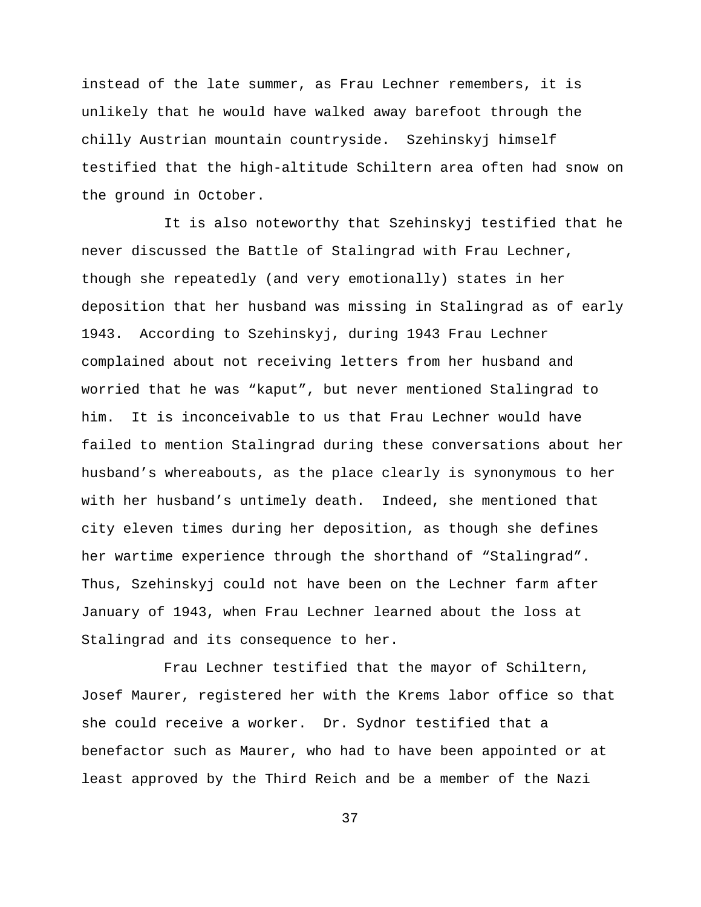instead of the late summer, as Frau Lechner remembers, it is unlikely that he would have walked away barefoot through the chilly Austrian mountain countryside. Szehinskyj himself testified that the high-altitude Schiltern area often had snow on the ground in October.

It is also noteworthy that Szehinskyj testified that he never discussed the Battle of Stalingrad with Frau Lechner, though she repeatedly (and very emotionally) states in her deposition that her husband was missing in Stalingrad as of early 1943. According to Szehinskyj, during 1943 Frau Lechner complained about not receiving letters from her husband and worried that he was "kaput", but never mentioned Stalingrad to him. It is inconceivable to us that Frau Lechner would have failed to mention Stalingrad during these conversations about her husband's whereabouts, as the place clearly is synonymous to her with her husband's untimely death. Indeed, she mentioned that city eleven times during her deposition, as though she defines her wartime experience through the shorthand of "Stalingrad". Thus, Szehinskyj could not have been on the Lechner farm after January of 1943, when Frau Lechner learned about the loss at Stalingrad and its consequence to her.

Frau Lechner testified that the mayor of Schiltern, Josef Maurer, registered her with the Krems labor office so that she could receive a worker. Dr. Sydnor testified that a benefactor such as Maurer, who had to have been appointed or at least approved by the Third Reich and be a member of the Nazi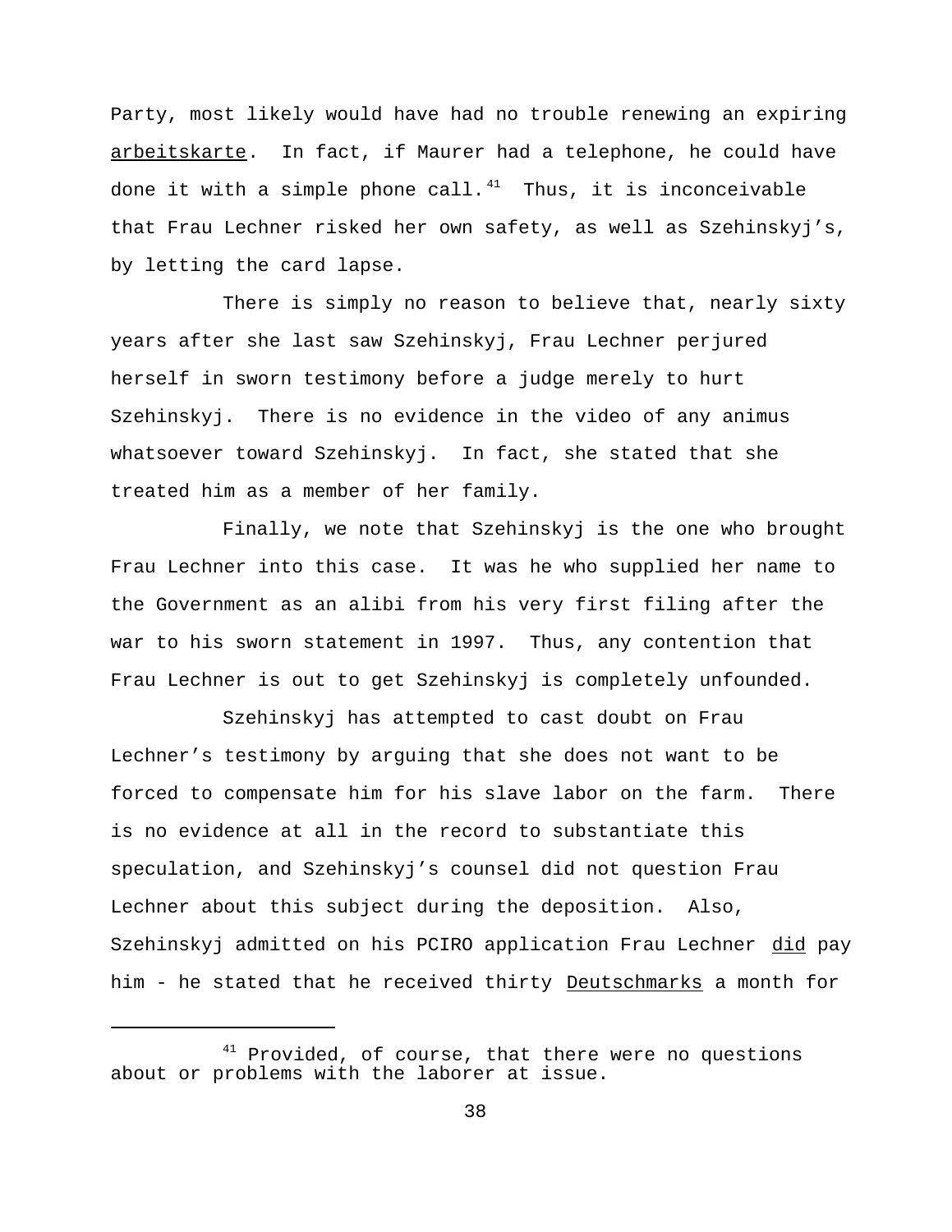Party, most likely would have had no trouble renewing an expiring _arbeitskarte_. In fact, if Maurer had a telephone, he could have done it with a simple phone call.[41] Thus, it is inconceivable that Frau Lechner risked her own safety, as well as Szehinskyj's, by letting the card lapse.

There is simply no reason to believe that, nearly sixty years after she last saw Szehinskyj, Frau Lechner perjured herself in sworn testimony before a judge merely to hurt Szehinskyj. There is no evidence in the video of any animus whatsoever toward Szehinskyj. In fact, she stated that she treated him as a member of her family.

Finally, we note that Szehinskyj is the one who brought Frau Lechner into this case. It was he who supplied her name to the Government as an alibi from his very first filing after the war to his sworn statement in 1997. Thus, any contention that Frau Lechner is out to get Szehinskyj is completely unfounded.

Szehinskyj has attempted to cast doubt on Frau Lechner's testimony by arguing that she does not want to be forced to compensate him for his slave labor on the farm. There is no evidence at all in the record to substantiate this speculation, and Szehinskyj's counsel did not question Frau Lechner about this subject during the deposition. Also, Szehinskyj admitted on his PCIRO application Frau Lechner _did_ pay him - he stated that he received thirty _Deutschmarks_ a month for

---

[41] Provided, of course, that there were no questions about or problems with the laborer at issue.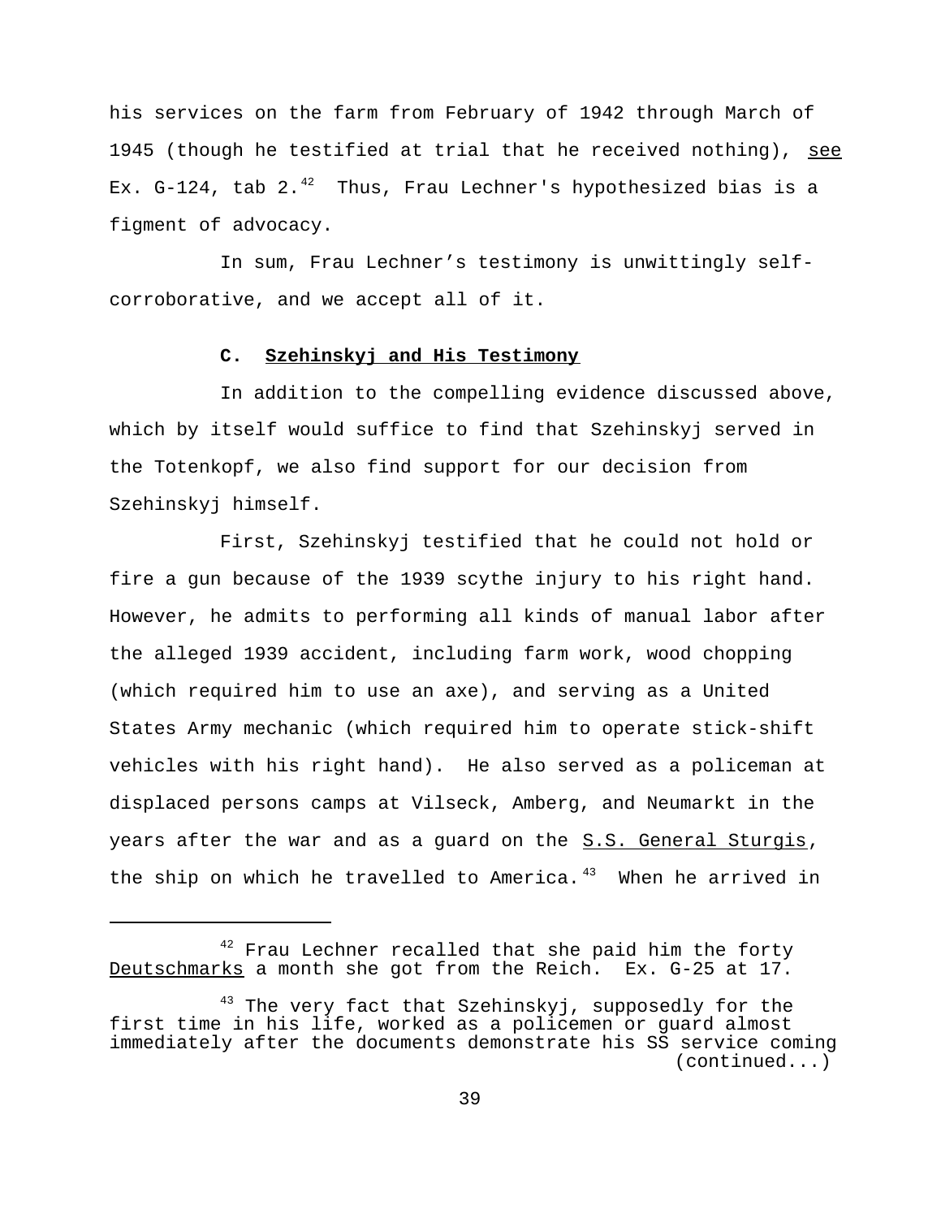his services on the farm from February of 1942 through March of 1945 (though he testified at trial that he received nothing), see Ex. G-124, tab 2.[42] Thus, Frau Lechner's hypothesized bias is a figment of advocacy.

In sum, Frau Lechner's testimony is unwittingly self-corroborative, and we accept all of it.

**C. Szehinskyj and His Testimony**

In addition to the compelling evidence discussed above, which by itself would suffice to find that Szehinskyj served in the Totenkopf, we also find support for our decision from Szehinskyj himself.

First, Szehinskyj testified that he could not hold or fire a gun because of the 1939 scythe injury to his right hand. However, he admits to performing all kinds of manual labor after the alleged 1939 accident, including farm work, wood chopping (which required him to use an axe), and serving as a United States Army mechanic (which required him to operate stick-shift vehicles with his right hand). He also served as a policeman at displaced persons camps at Vilseck, Amberg, and Neumarkt in the years after the war and as a guard on the S.S. General Sturgis, the ship on which he travelled to America.[43] When he arrived in

---

[42] Frau Lechner recalled that she paid him the forty Deutschmarks a month she got from the Reich. Ex. G-25 at 17.

[43] The very fact that Szehinskyj, supposedly for the first time in his life, worked as a policemen or guard almost immediately after the documents demonstrate his SS service coming (continued...)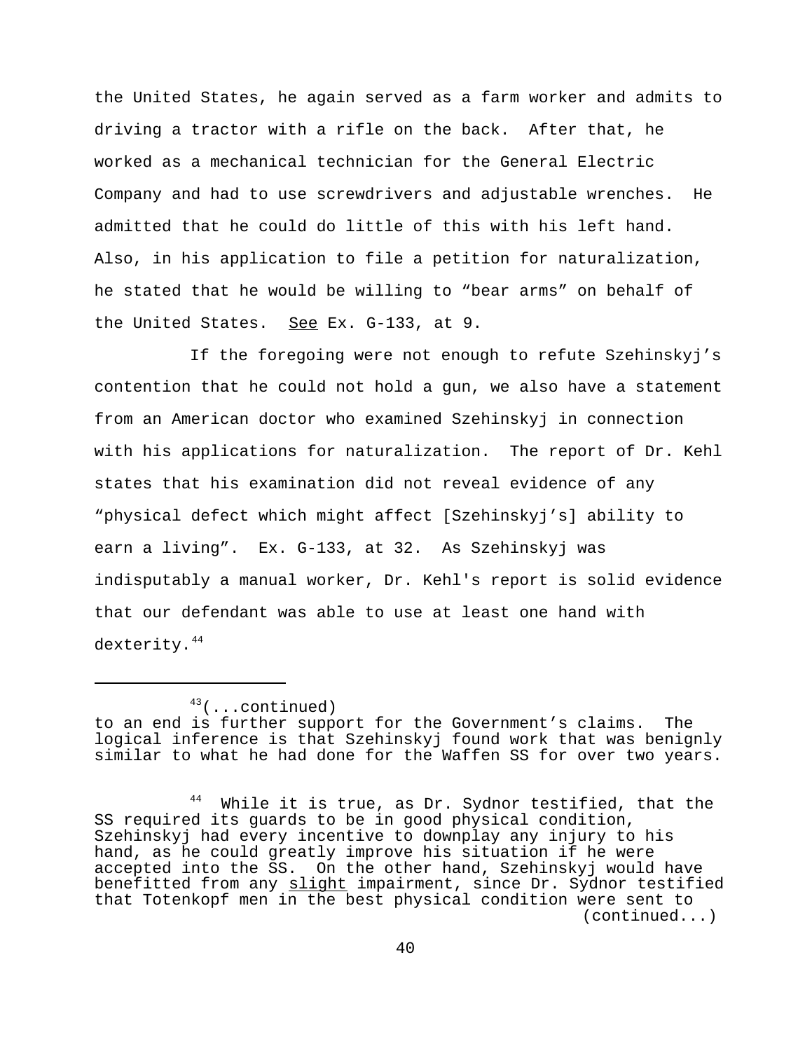the United States, he again served as a farm worker and admits to driving a tractor with a rifle on the back. After that, he worked as a mechanical technician for the General Electric Company and had to use screwdrivers and adjustable wrenches. He admitted that he could do little of this with his left hand. Also, in his application to file a petition for naturalization, he stated that he would be willing to "bear arms" on behalf of the United States. See Ex. G-133, at 9.

If the foregoing were not enough to refute Szehinskyj's contention that he could not hold a gun, we also have a statement from an American doctor who examined Szehinskyj in connection with his applications for naturalization. The report of Dr. Kehl states that his examination did not reveal evidence of any "physical defect which might affect [Szehinskyj's] ability to earn a living". Ex. G-133, at 32. As Szehinskyj was indisputably a manual worker, Dr. Kehl's report is solid evidence that our defendant was able to use at least one hand with dexterity.[44]

---

[43](...continued) to an end is further support for the Government's claims. The logical inference is that Szehinskyj found work that was benignly similar to what he had done for the Waffen SS for over two years.

[44] While it is true, as Dr. Sydnor testified, that the SS required its guards to be in good physical condition, Szehinskyj had every incentive to downplay any injury to his hand, as he could greatly improve his situation if he were accepted into the SS. On the other hand, Szehinskyj would have benefitted from any slight impairment, since Dr. Sydnor testified that Totenkopf men in the best physical condition were sent to (continued...)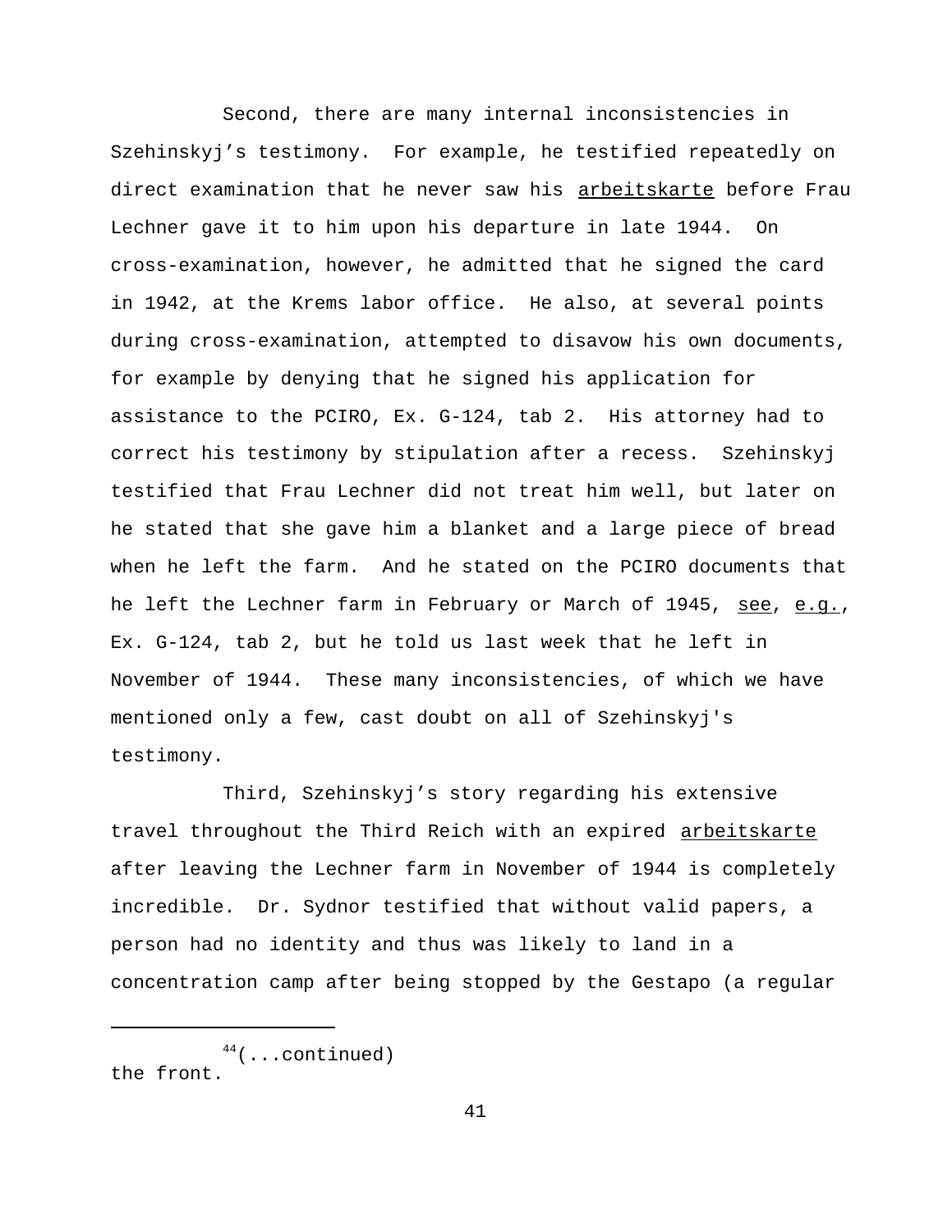Second, there are many internal inconsistencies in Szehinskyj's testimony. For example, he testified repeatedly on direct examination that he never saw his arbeitskarte before Frau Lechner gave it to him upon his departure in late 1944. On cross-examination, however, he admitted that he signed the card in 1942, at the Krems labor office. He also, at several points during cross-examination, attempted to disavow his own documents, for example by denying that he signed his application for assistance to the PCIRO, Ex. G-124, tab 2. His attorney had to correct his testimony by stipulation after a recess. Szehinskyj testified that Frau Lechner did not treat him well, but later on he stated that she gave him a blanket and a large piece of bread when he left the farm. And he stated on the PCIRO documents that he left the Lechner farm in February or March of 1945, see, e.g., Ex. G-124, tab 2, but he told us last week that he left in November of 1944. These many inconsistencies, of which we have mentioned only a few, cast doubt on all of Szehinskyj's testimony.

Third, Szehinskyj's story regarding his extensive travel throughout the Third Reich with an expired arbeitskarte after leaving the Lechner farm in November of 1944 is completely incredible. Dr. Sydnor testified that without valid papers, a person had no identity and thus was likely to land in a concentration camp after being stopped by the Gestapo (a regular

---

[44](...continued) the front.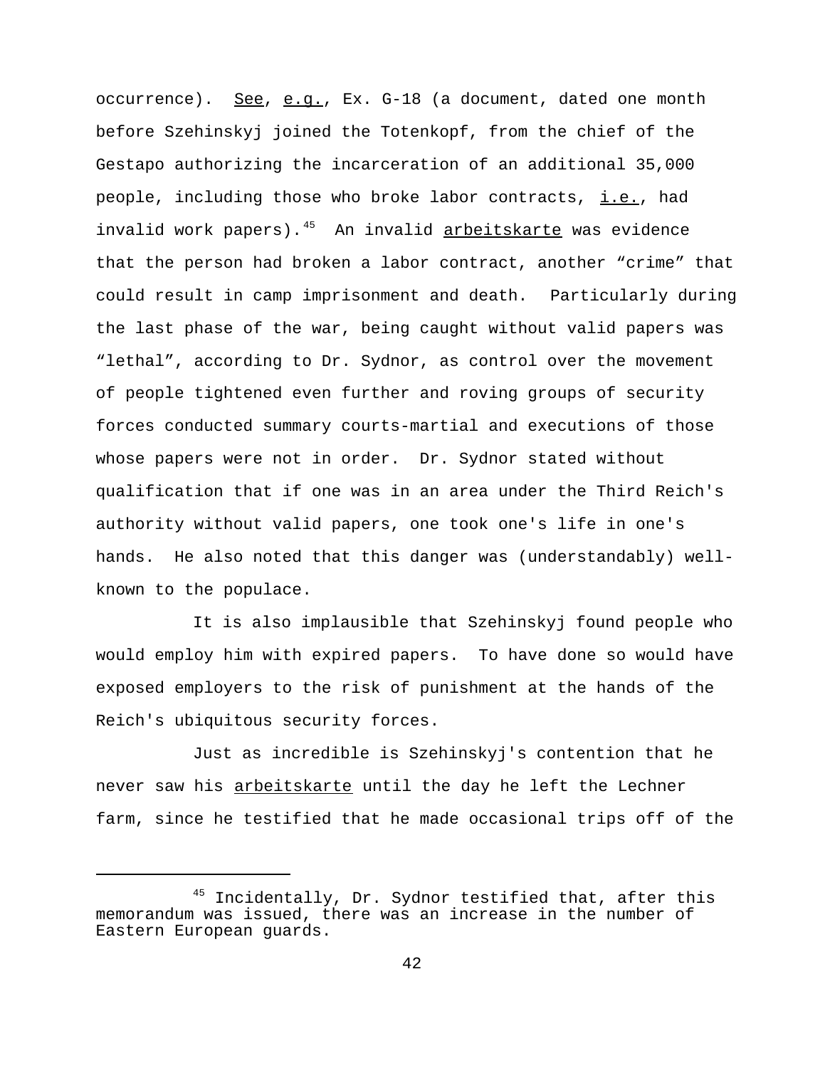occurrence). _See_, _e.g._, Ex. G-18 (a document, dated one month before Szehinskyj joined the Totenkopf, from the chief of the Gestapo authorizing the incarceration of an additional 35,000 people, including those who broke labor contracts, _i.e._, had invalid work papers).[45] An invalid _arbeitskarte_ was evidence that the person had broken a labor contract, another "crime" that could result in camp imprisonment and death. Particularly during the last phase of the war, being caught without valid papers was "lethal", according to Dr. Sydnor, as control over the movement of people tightened even further and roving groups of security forces conducted summary courts-martial and executions of those whose papers were not in order. Dr. Sydnor stated without qualification that if one was in an area under the Third Reich's authority without valid papers, one took one's life in one's hands. He also noted that this danger was (understandably) well-known to the populace.

It is also implausible that Szehinskyj found people who would employ him with expired papers. To have done so would have exposed employers to the risk of punishment at the hands of the Reich's ubiquitous security forces.

Just as incredible is Szehinskyj's contention that he never saw his _arbeitskarte_ until the day he left the Lechner farm, since he testified that he made occasional trips off of the

---

[45] Incidentally, Dr. Sydnor testified that, after this memorandum was issued, there was an increase in the number of Eastern European guards.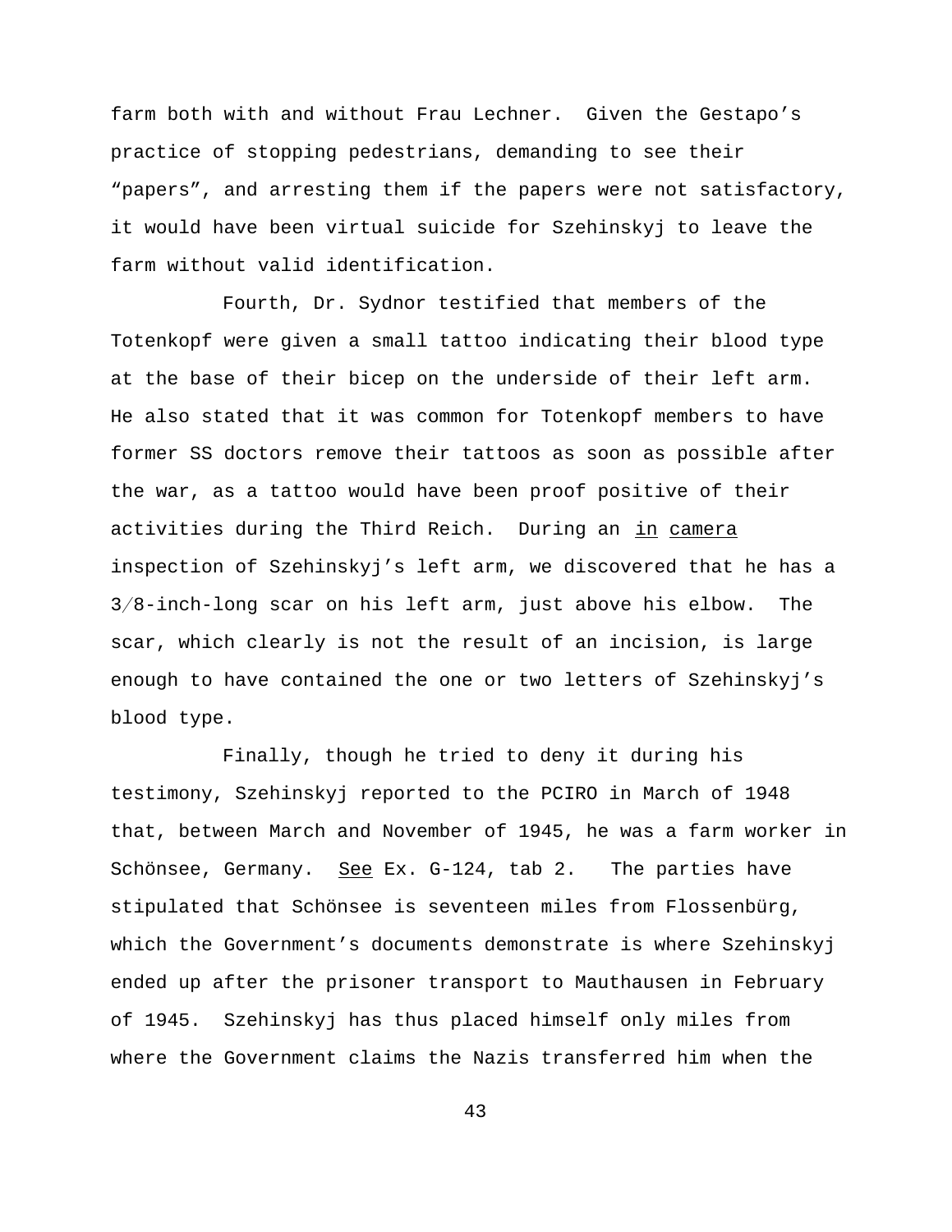farm both with and without Frau Lechner. Given the Gestapo's practice of stopping pedestrians, demanding to see their "papers", and arresting them if the papers were not satisfactory, it would have been virtual suicide for Szehinskyj to leave the farm without valid identification.

Fourth, Dr. Sydnor testified that members of the Totenkopf were given a small tattoo indicating their blood type at the base of their bicep on the underside of their left arm. He also stated that it was common for Totenkopf members to have former SS doctors remove their tattoos as soon as possible after the war, as a tattoo would have been proof positive of their activities during the Third Reich. During an <u>in camera</u> inspection of Szehinskyj's left arm, we discovered that he has a 3/8-inch-long scar on his left arm, just above his elbow. The scar, which clearly is not the result of an incision, is large enough to have contained the one or two letters of Szehinskyj's blood type.

Finally, though he tried to deny it during his testimony, Szehinskyj reported to the PCIRO in March of 1948 that, between March and November of 1945, he was a farm worker in Schönsee, Germany. <u>See</u> Ex. G-124, tab 2. The parties have stipulated that Schönsee is seventeen miles from Flossenbürg, which the Government's documents demonstrate is where Szehinskyj ended up after the prisoner transport to Mauthausen in February of 1945. Szehinskyj has thus placed himself only miles from where the Government claims the Nazis transferred him when the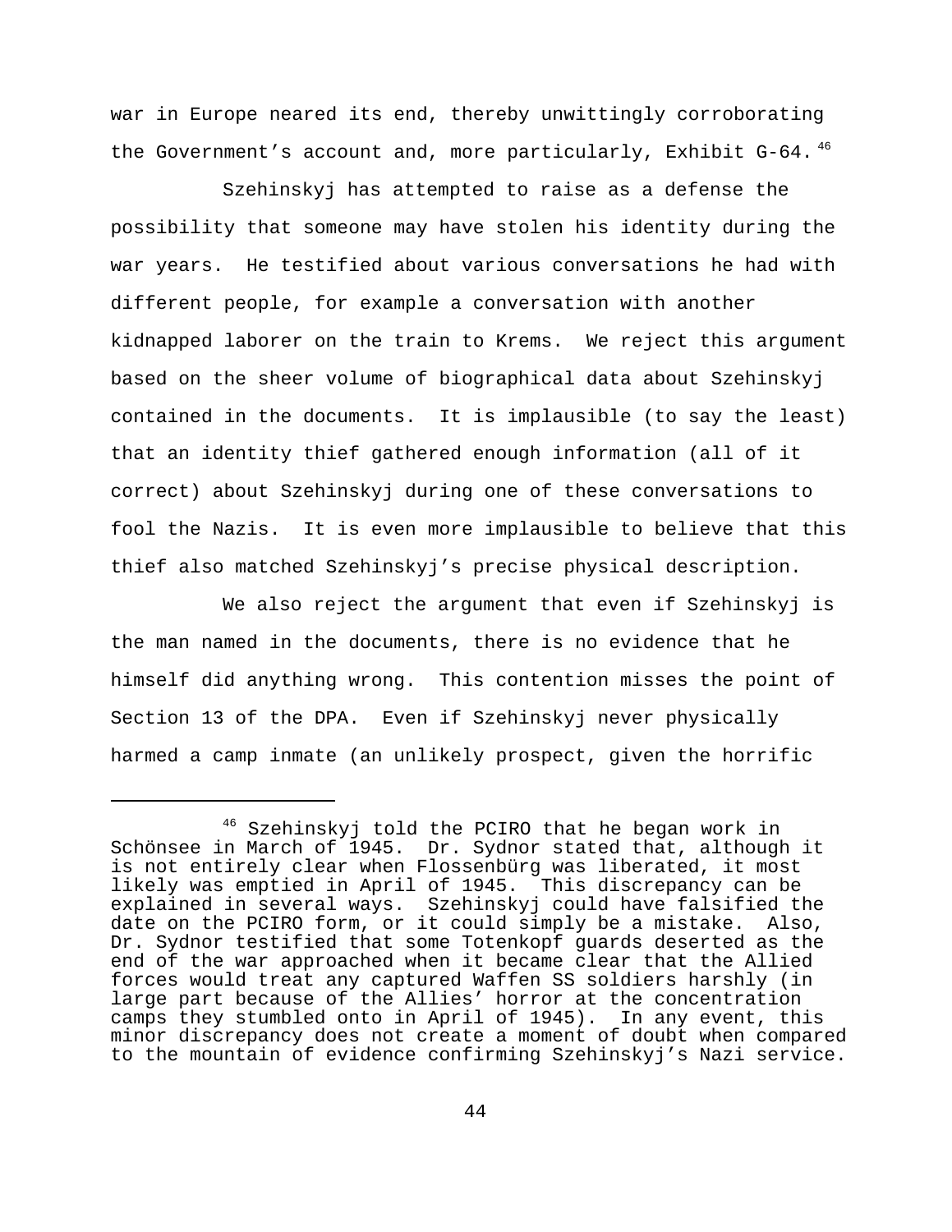war in Europe neared its end, thereby unwittingly corroborating the Government's account and, more particularly, Exhibit G-64.[46]

Szehinskyj has attempted to raise as a defense the possibility that someone may have stolen his identity during the war years. He testified about various conversations he had with different people, for example a conversation with another kidnapped laborer on the train to Krems. We reject this argument based on the sheer volume of biographical data about Szehinskyj contained in the documents. It is implausible (to say the least) that an identity thief gathered enough information (all of it correct) about Szehinskyj during one of these conversations to fool the Nazis. It is even more implausible to believe that this thief also matched Szehinskyj's precise physical description.

We also reject the argument that even if Szehinskyj is the man named in the documents, there is no evidence that he himself did anything wrong. This contention misses the point of Section 13 of the DPA. Even if Szehinskyj never physically harmed a camp inmate (an unlikely prospect, given the horrific

---

[46] Szehinskyj told the PCIRO that he began work in Schönsee in March of 1945. Dr. Sydnor stated that, although it is not entirely clear when Flossenbürg was liberated, it most likely was emptied in April of 1945. This discrepancy can be explained in several ways. Szehinskyj could have falsified the date on the PCIRO form, or it could simply be a mistake. Also, Dr. Sydnor testified that some Totenkopf guards deserted as the end of the war approached when it became clear that the Allied forces would treat any captured Waffen SS soldiers harshly (in large part because of the Allies' horror at the concentration camps they stumbled onto in April of 1945). In any event, this minor discrepancy does not create a moment of doubt when compared to the mountain of evidence confirming Szehinskyj's Nazi service.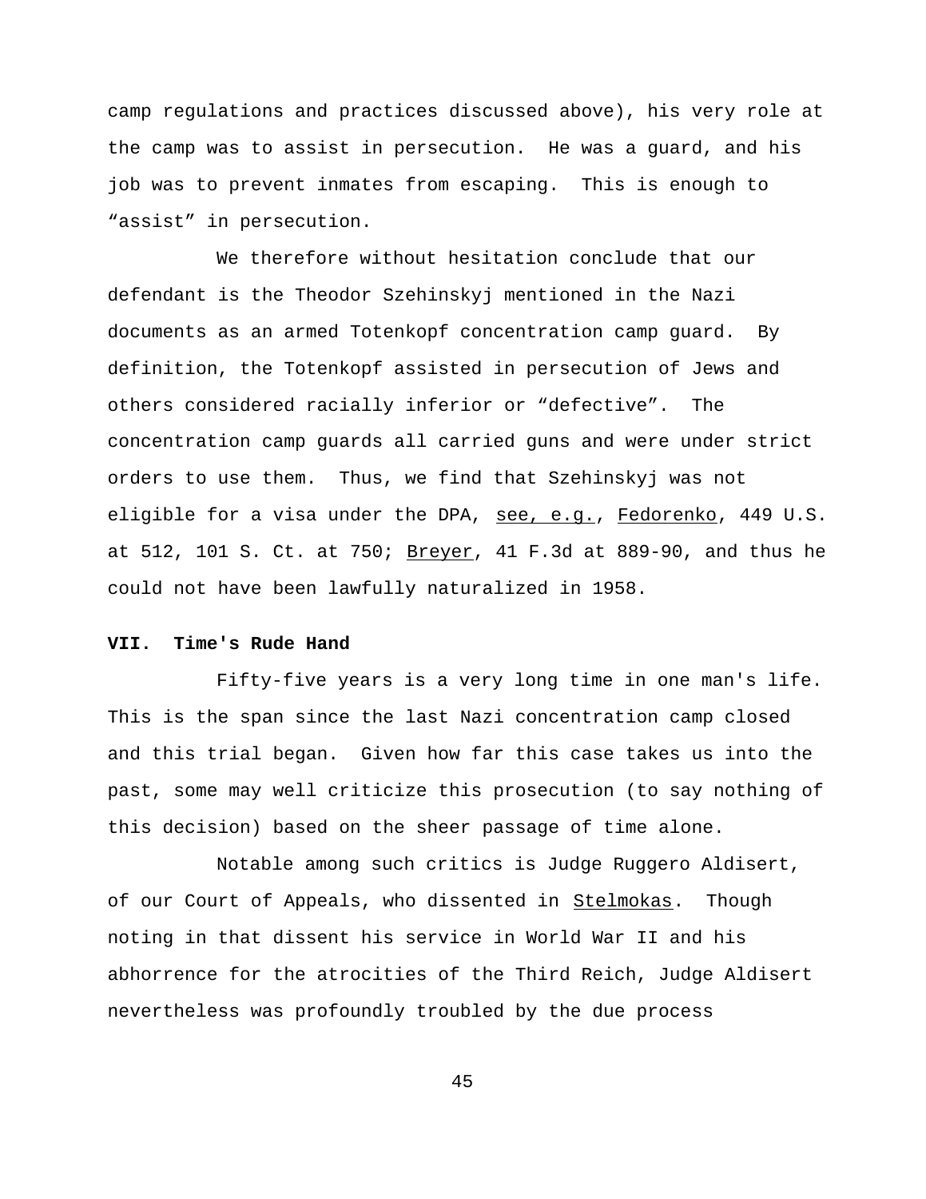camp regulations and practices discussed above), his very role at the camp was to assist in persecution. He was a guard, and his job was to prevent inmates from escaping. This is enough to "assist" in persecution.

We therefore without hesitation conclude that our defendant is the Theodor Szehinskyj mentioned in the Nazi documents as an armed Totenkopf concentration camp guard. By definition, the Totenkopf assisted in persecution of Jews and others considered racially inferior or "defective". The concentration camp guards all carried guns and were under strict orders to use them. Thus, we find that Szehinskyj was not eligible for a visa under the DPA, see, e.g., Fedorenko, 449 U.S. at 512, 101 S. Ct. at 750; Breyer, 41 F.3d at 889-90, and thus he could not have been lawfully naturalized in 1958.

## VII. Time's Rude Hand

Fifty-five years is a very long time in one man's life. This is the span since the last Nazi concentration camp closed and this trial began. Given how far this case takes us into the past, some may well criticize this prosecution (to say nothing of this decision) based on the sheer passage of time alone.

Notable among such critics is Judge Ruggero Aldisert, of our Court of Appeals, who dissented in Stelmokas. Though noting in that dissent his service in World War II and his abhorrence for the atrocities of the Third Reich, Judge Aldisert nevertheless was profoundly troubled by the due process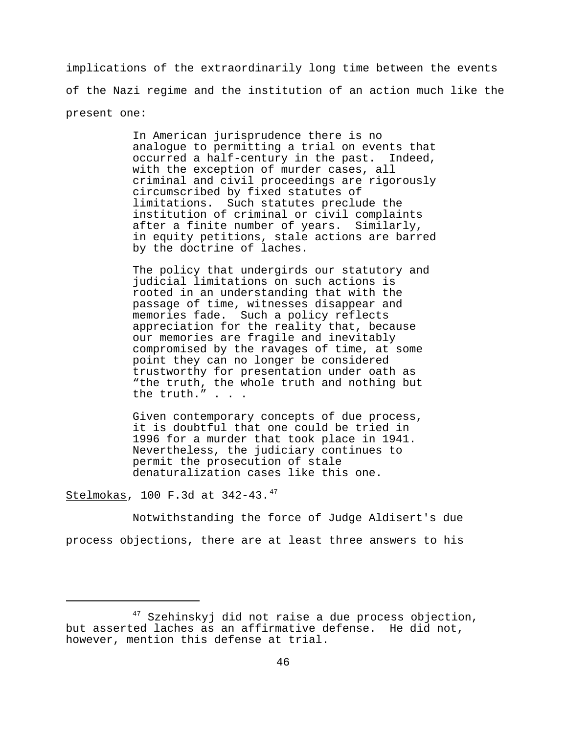implications of the extraordinarily long time between the events of the Nazi regime and the institution of an action much like the present one:

> In American jurisprudence there is no analogue to permitting a trial on events that occurred a half-century in the past. Indeed, with the exception of murder cases, all criminal and civil proceedings are rigorously circumscribed by fixed statutes of limitations. Such statutes preclude the institution of criminal or civil complaints after a finite number of years. Similarly, in equity petitions, stale actions are barred by the doctrine of laches.
>
> The policy that undergirds our statutory and judicial limitations on such actions is rooted in an understanding that with the passage of time, witnesses disappear and memories fade. Such a policy reflects appreciation for the reality that, because our memories are fragile and inevitably compromised by the ravages of time, at some point they can no longer be considered trustworthy for presentation under oath as "the truth, the whole truth and nothing but the truth." . . .
>
> Given contemporary concepts of due process, it is doubtful that one could be tried in 1996 for a murder that took place in 1941. Nevertheless, the judiciary continues to permit the prosecution of stale denaturalization cases like this one.

Stelmokas, 100 F.3d at 342-43.[47]

Notwithstanding the force of Judge Aldisert's due process objections, there are at least three answers to his

---

[47] Szehinskyj did not raise a due process objection, but asserted laches as an affirmative defense. He did not, however, mention this defense at trial.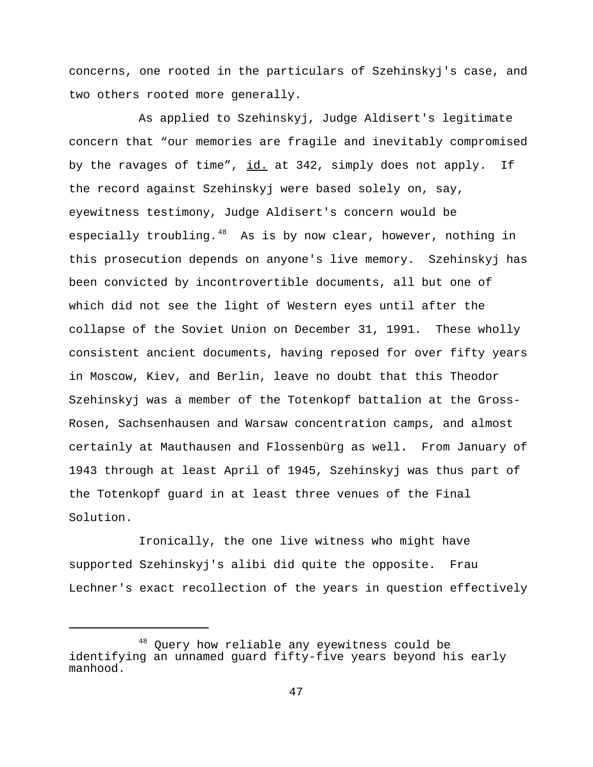concerns, one rooted in the particulars of Szehinskyj's case, and two others rooted more generally.

As applied to Szehinskyj, Judge Aldisert's legitimate concern that "our memories are fragile and inevitably compromised by the ravages of time", id. at 342, simply does not apply. If the record against Szehinskyj were based solely on, say, eyewitness testimony, Judge Aldisert's concern would be especially troubling.[48] As is by now clear, however, nothing in this prosecution depends on anyone's live memory. Szehinskyj has been convicted by incontrovertible documents, all but one of which did not see the light of Western eyes until after the collapse of the Soviet Union on December 31, 1991. These wholly consistent ancient documents, having reposed for over fifty years in Moscow, Kiev, and Berlin, leave no doubt that this Theodor Szehinskyj was a member of the Totenkopf battalion at the Gross-Rosen, Sachsenhausen and Warsaw concentration camps, and almost certainly at Mauthausen and Flossenbürg as well. From January of 1943 through at least April of 1945, Szehinskyj was thus part of the Totenkopf guard in at least three venues of the Final Solution.

Ironically, the one live witness who might have supported Szehinskyj's alibi did quite the opposite. Frau Lechner's exact recollection of the years in question effectively

---

[48] Query how reliable any eyewitness could be identifying an unnamed guard fifty-five years beyond his early manhood.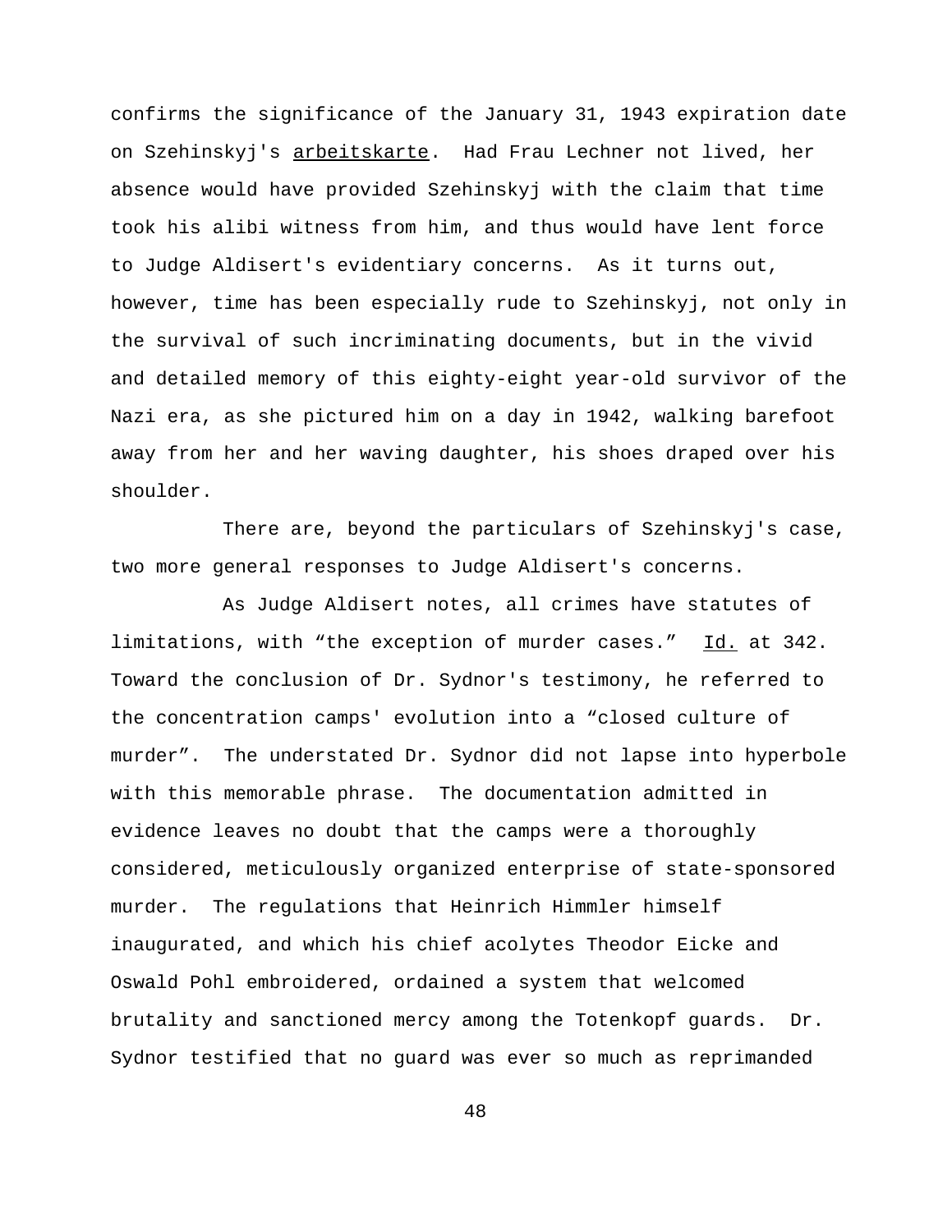confirms the significance of the January 31, 1943 expiration date on Szehinskyj's arbeitskarte. Had Frau Lechner not lived, her absence would have provided Szehinskyj with the claim that time took his alibi witness from him, and thus would have lent force to Judge Aldisert's evidentiary concerns. As it turns out, however, time has been especially rude to Szehinskyj, not only in the survival of such incriminating documents, but in the vivid and detailed memory of this eighty-eight year-old survivor of the Nazi era, as she pictured him on a day in 1942, walking barefoot away from her and her waving daughter, his shoes draped over his shoulder.

There are, beyond the particulars of Szehinskyj's case, two more general responses to Judge Aldisert's concerns.

As Judge Aldisert notes, all crimes have statutes of limitations, with "the exception of murder cases." Id. at 342. Toward the conclusion of Dr. Sydnor's testimony, he referred to the concentration camps' evolution into a "closed culture of murder". The understated Dr. Sydnor did not lapse into hyperbole with this memorable phrase. The documentation admitted in evidence leaves no doubt that the camps were a thoroughly considered, meticulously organized enterprise of state-sponsored murder. The regulations that Heinrich Himmler himself inaugurated, and which his chief acolytes Theodor Eicke and Oswald Pohl embroidered, ordained a system that welcomed brutality and sanctioned mercy among the Totenkopf guards. Dr. Sydnor testified that no guard was ever so much as reprimanded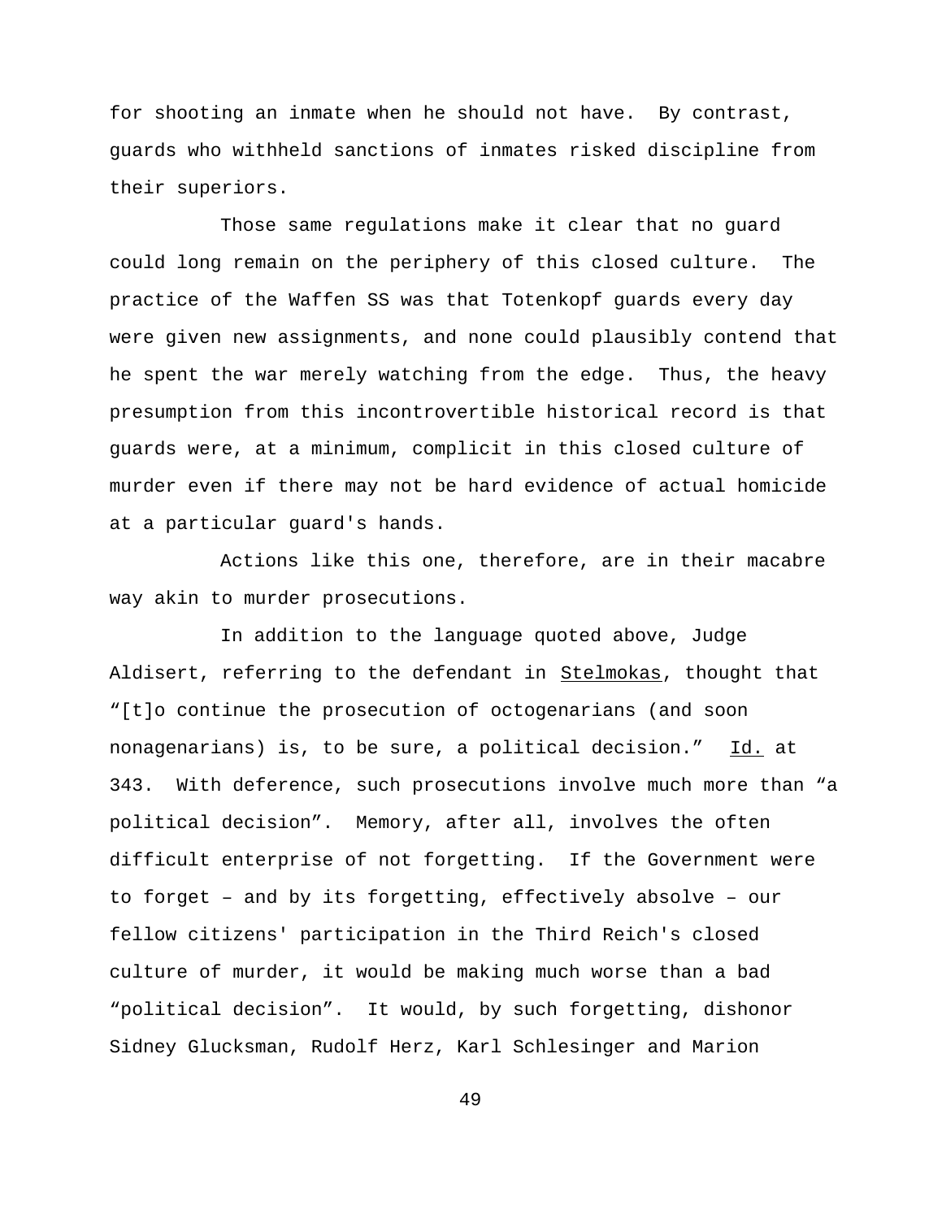for shooting an inmate when he should not have. By contrast, guards who withheld sanctions of inmates risked discipline from their superiors.

Those same regulations make it clear that no guard could long remain on the periphery of this closed culture. The practice of the Waffen SS was that Totenkopf guards every day were given new assignments, and none could plausibly contend that he spent the war merely watching from the edge. Thus, the heavy presumption from this incontrovertible historical record is that guards were, at a minimum, complicit in this closed culture of murder even if there may not be hard evidence of actual homicide at a particular guard's hands.

Actions like this one, therefore, are in their macabre way akin to murder prosecutions.

In addition to the language quoted above, Judge Aldisert, referring to the defendant in Stelmokas, thought that "[t]o continue the prosecution of octogenarians (and soon nonagenarians) is, to be sure, a political decision." Id. at 343. With deference, such prosecutions involve much more than "a political decision". Memory, after all, involves the often difficult enterprise of not forgetting. If the Government were to forget – and by its forgetting, effectively absolve – our fellow citizens' participation in the Third Reich's closed culture of murder, it would be making much worse than a bad "political decision". It would, by such forgetting, dishonor Sidney Glucksman, Rudolf Herz, Karl Schlesinger and Marion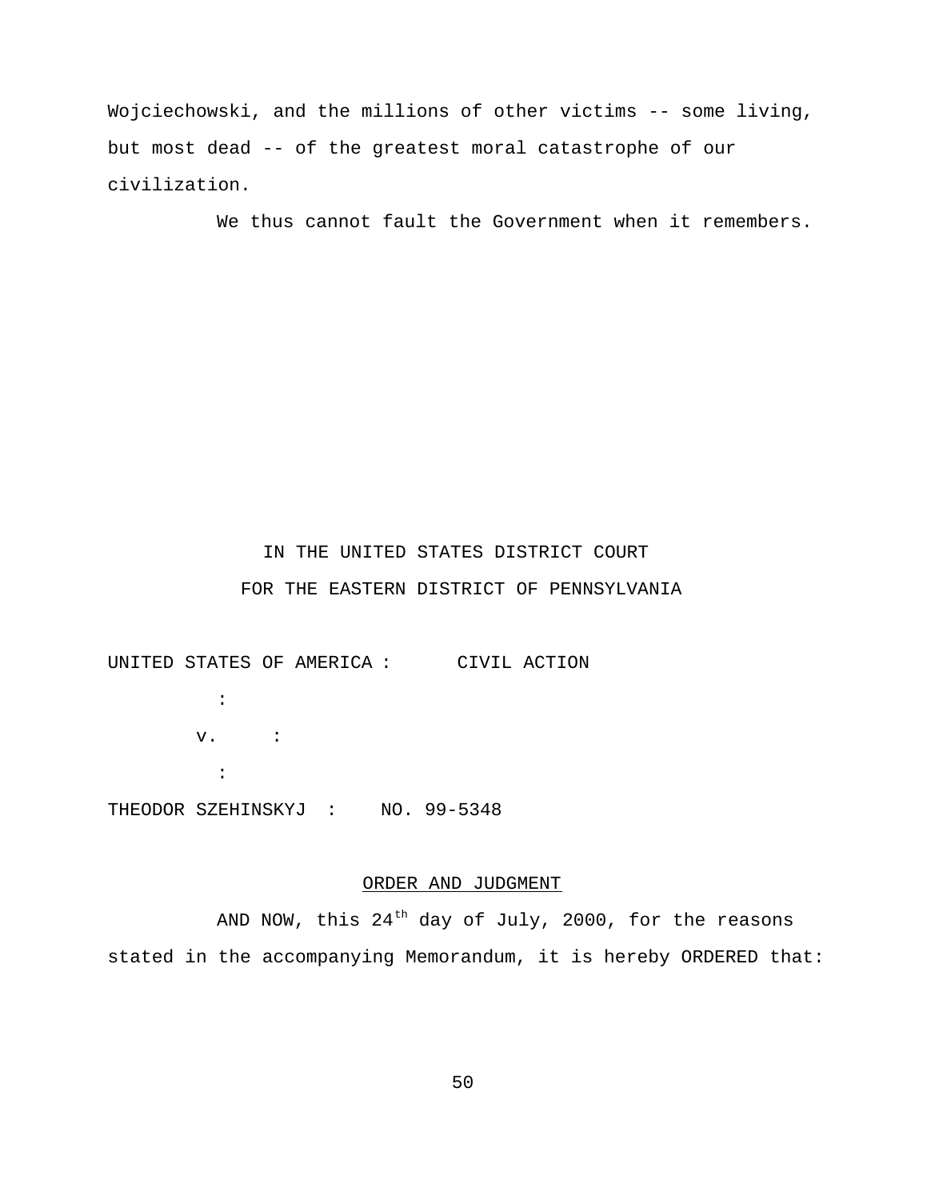Wojciechowski, and the millions of other victims -- some living, but most dead -- of the greatest moral catastrophe of our civilization.

We thus cannot fault the Government when it remembers.

IN THE UNITED STATES DISTRICT COURT
FOR THE EASTERN DISTRICT OF PENNSYLVANIA

UNITED STATES OF AMERICA : CIVIL ACTION
:
v. :
:
THEODOR SZEHINSKYJ : NO. 99-5348

ORDER AND JUDGMENT

AND NOW, this 24th day of July, 2000, for the reasons stated in the accompanying Memorandum, it is hereby ORDERED that: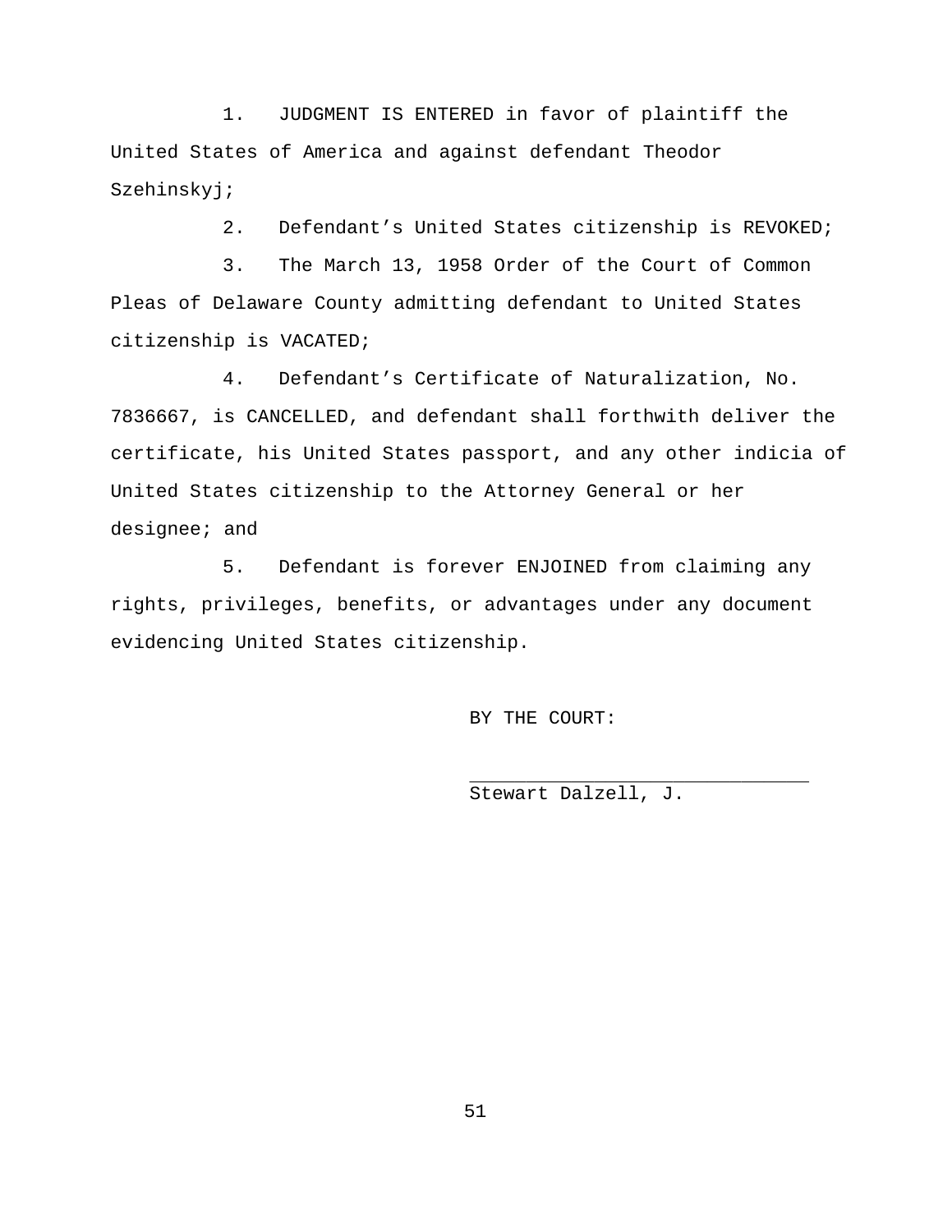1. JUDGMENT IS ENTERED in favor of plaintiff the United States of America and against defendant Theodor Szehinskyj;

2. Defendant's United States citizenship is REVOKED;

3. The March 13, 1958 Order of the Court of Common Pleas of Delaware County admitting defendant to United States citizenship is VACATED;

4. Defendant's Certificate of Naturalization, No. 7836667, is CANCELLED, and defendant shall forthwith deliver the certificate, his United States passport, and any other indicia of United States citizenship to the Attorney General or her designee; and

5. Defendant is forever ENJOINED from claiming any rights, privileges, benefits, or advantages under any document evidencing United States citizenship.

BY THE COURT:

\_\_\_\_\_\_\_\_\_\_\_\_\_\_\_\_\_\_\_\_\_\_\_\_\_\_\_\_\_\_
Stewart Dalzell, J.